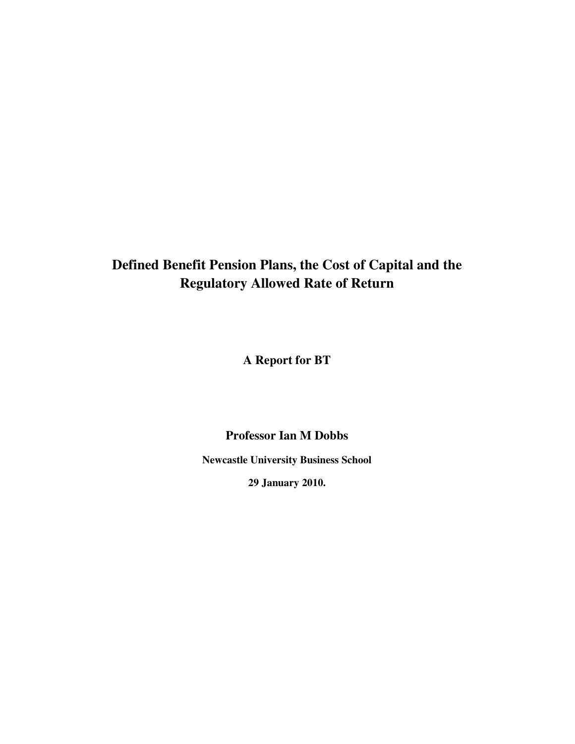# Defined Benefit Pension Plans, the Cost of Capital and the Regulatory Allowed Rate of Return

**A Report for BT**

**Professor Ian M Dobbs**

**Newcastle University Business School**

**29 January 2010.**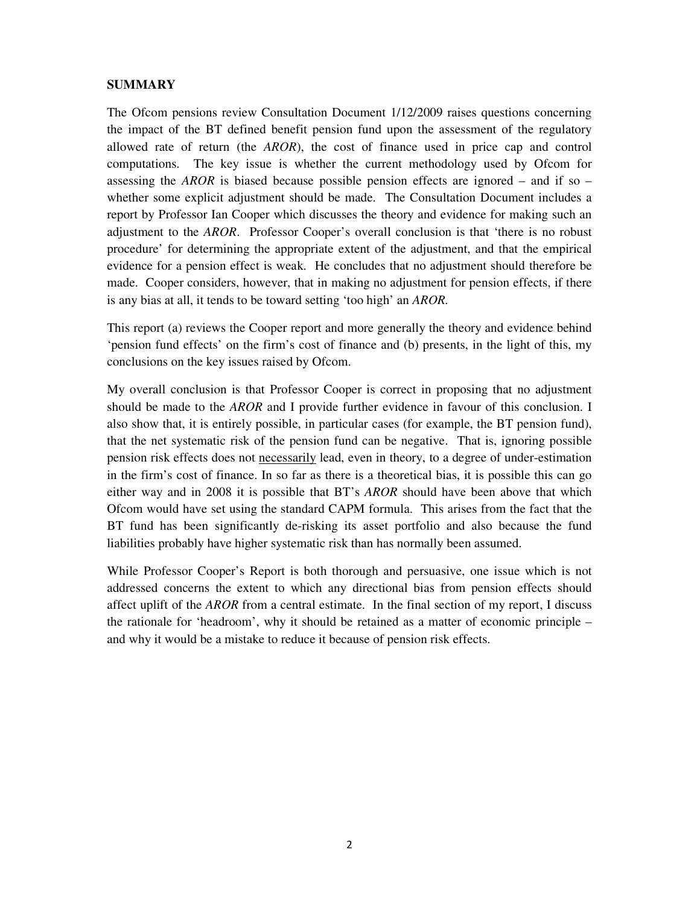## SUMMARY

The Ofcom pensions review Consultation Document 1/12/2009 raises questions concerning the impact of the BT defined benefit pension fund upon the assessment of the regulatory allowed rate of return (the *AROR*), the cost of finance used in price cap and control computations. The key issue is whether the current methodology used by Ofcom for assessing the *AROR* is biased because possible pension effects are ignored – and if so – whether some explicit adjustment should be made. The Consultation Document includes a report by Professor Ian Cooper which discusses the theory and evidence for making such an adjustment to the *AROR*. Professor Cooper's overall conclusion is that 'there is no robust procedure' for determining the appropriate extent of the adjustment, and that the empirical evidence for a pension effect is weak. He concludes that no adjustment should therefore be made. Cooper considers, however, that in making no adjustment for pension effects, if there is any bias at all, it tends to be toward setting 'too high' an *AROR.*

This report (a) reviews the Cooper report and more generally the theory and evidence behind 'pension fund effects' on the firm's cost of finance and (b) presents, in the light of this, my conclusions on the key issues raised by Ofcom.

My overall conclusion is that Professor Cooper is correct in proposing that no adjustment should be made to the *AROR* and I provide further evidence in favour of this conclusion. I also show that, it is entirely possible, in particular cases (for example, the BT pension fund), that the net systematic risk of the pension fund can be negative. That is, ignoring possible pension risk effects does not <u>necessarily</u> lead, even in theory, to a degree of under-estimation in the firm's cost of finance. In so far as there is a theoretical bias, it is possible this can go either way and in 2008 it is possible that BT's *AROR* should have been above that which Ofcom would have set using the standard CAPM formula. This arises from the fact that the BT fund has been significantly de-risking its asset portfolio and also because the fund liabilities probably have higher systematic risk than has normally been assumed.

While Professor Cooper's Report is both thorough and persuasive, one issue which is not addressed concerns the extent to which any directional bias from pension effects should affect uplift of the *AROR* from a central estimate. In the final section of my report, I discuss the rationale for 'headroom', why it should be retained as a matter of economic principle – and why it would be a mistake to reduce it because of pension risk effects.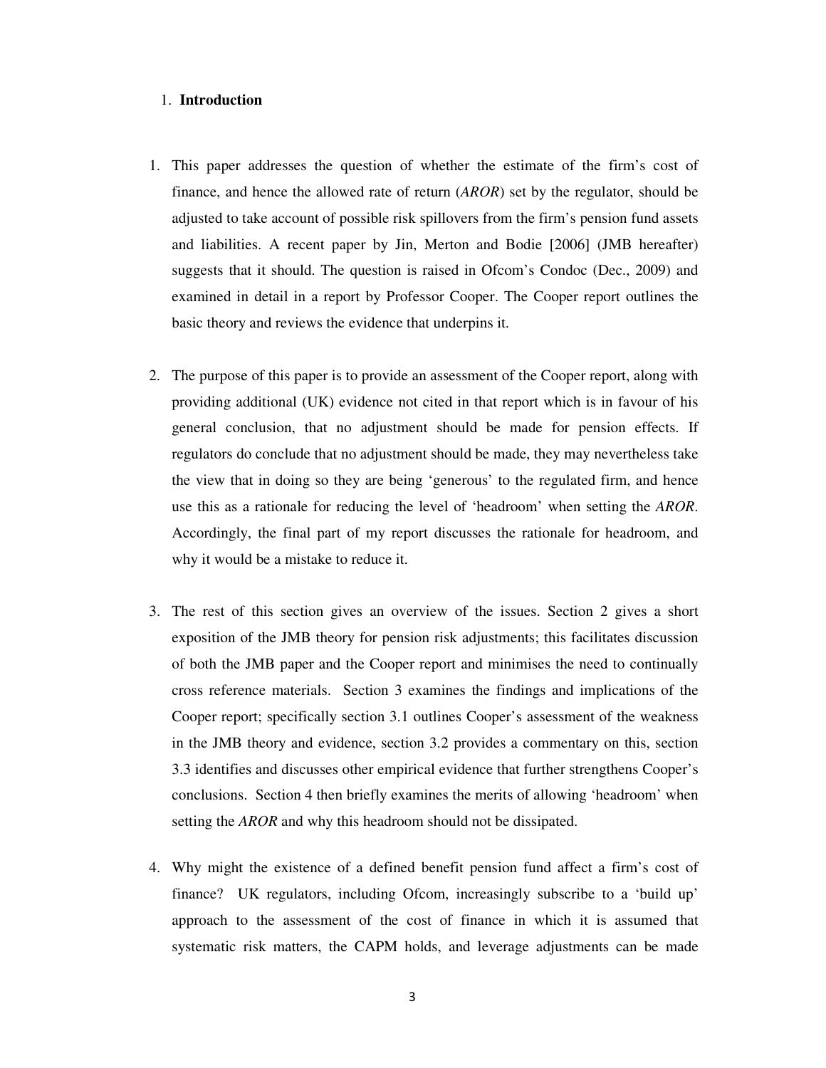## 1. **Introduction**

1. This paper addresses the question of whether the estimate of the firm's cost of finance, and hence the allowed rate of return (*AROR*) set by the regulator, should be adjusted to take account of possible risk spillovers from the firm's pension fund assets and liabilities. A recent paper by Jin, Merton and Bodie [2006] (JMB hereafter) suggests that it should. The question is raised in Ofcom's Condoc (Dec., 2009) and examined in detail in a report by Professor Cooper. The Cooper report outlines the basic theory and reviews the evidence that underpins it.

2. The purpose of this paper is to provide an assessment of the Cooper report, along with providing additional (UK) evidence not cited in that report which is in favour of his general conclusion, that no adjustment should be made for pension effects. If regulators do conclude that no adjustment should be made, they may nevertheless take the view that in doing so they are being 'generous' to the regulated firm, and hence use this as a rationale for reducing the level of 'headroom' when setting the *AROR*. Accordingly, the final part of my report discusses the rationale for headroom, and why it would be a mistake to reduce it.

3. The rest of this section gives an overview of the issues. Section 2 gives a short exposition of the JMB theory for pension risk adjustments; this facilitates discussion of both the JMB paper and the Cooper report and minimises the need to continually cross reference materials. Section 3 examines the findings and implications of the Cooper report; specifically section 3.1 outlines Cooper's assessment of the weakness in the JMB theory and evidence, section 3.2 provides a commentary on this, section 3.3 identifies and discusses other empirical evidence that further strengthens Cooper's conclusions. Section 4 then briefly examines the merits of allowing 'headroom' when setting the *AROR* and why this headroom should not be dissipated.

4. Why might the existence of a defined benefit pension fund affect a firm's cost of finance? UK regulators, including Ofcom, increasingly subscribe to a 'build up' approach to the assessment of the cost of finance in which it is assumed that systematic risk matters, the CAPM holds, and leverage adjustments can be made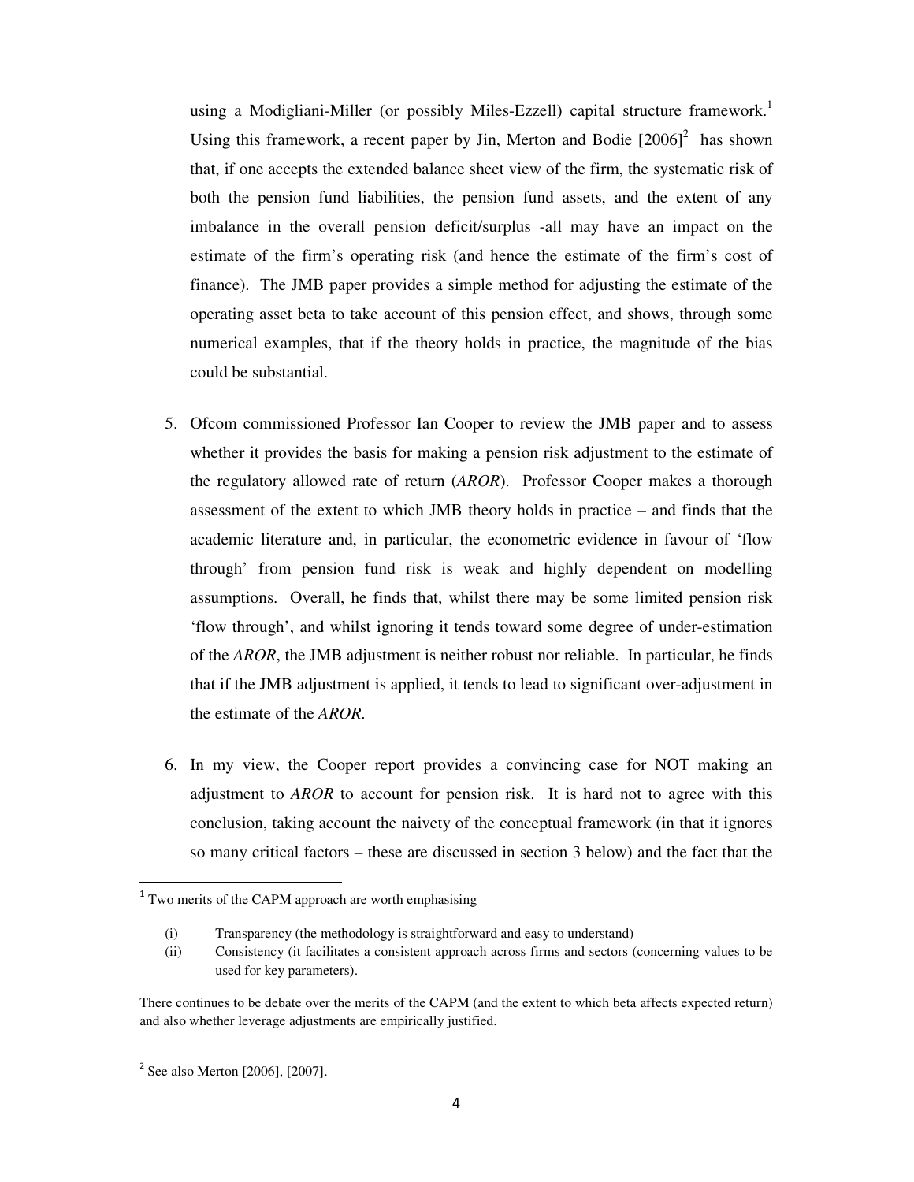using a Modigliani-Miller (or possibly Miles-Ezzell) capital structure framework.[1] Using this framework, a recent paper by Jin, Merton and Bodie [2006][2] has shown that, if one accepts the extended balance sheet view of the firm, the systematic risk of both the pension fund liabilities, the pension fund assets, and the extent of any imbalance in the overall pension deficit/surplus -all may have an impact on the estimate of the firm's operating risk (and hence the estimate of the firm's cost of finance). The JMB paper provides a simple method for adjusting the estimate of the operating asset beta to take account of this pension effect, and shows, through some numerical examples, that if the theory holds in practice, the magnitude of the bias could be substantial.

5. Ofcom commissioned Professor Ian Cooper to review the JMB paper and to assess whether it provides the basis for making a pension risk adjustment to the estimate of the regulatory allowed rate of return (*AROR*). Professor Cooper makes a thorough assessment of the extent to which JMB theory holds in practice – and finds that the academic literature and, in particular, the econometric evidence in favour of 'flow through' from pension fund risk is weak and highly dependent on modelling assumptions. Overall, he finds that, whilst there may be some limited pension risk 'flow through', and whilst ignoring it tends toward some degree of under-estimation of the *AROR*, the JMB adjustment is neither robust nor reliable. In particular, he finds that if the JMB adjustment is applied, it tends to lead to significant over-adjustment in the estimate of the *AROR*.

6. In my view, the Cooper report provides a convincing case for NOT making an adjustment to *AROR* to account for pension risk. It is hard not to agree with this conclusion, taking account the naivety of the conceptual framework (in that it ignores so many critical factors – these are discussed in section 3 below) and the fact that the

---

[1] Two merits of the CAPM approach are worth emphasising

(i) Transparency (the methodology is straightforward and easy to understand)
(ii) Consistency (it facilitates a consistent approach across firms and sectors (concerning values to be used for key parameters).

There continues to be debate over the merits of the CAPM (and the extent to which beta affects expected return) and also whether leverage adjustments are empirically justified.

[2] See also Merton [2006], [2007].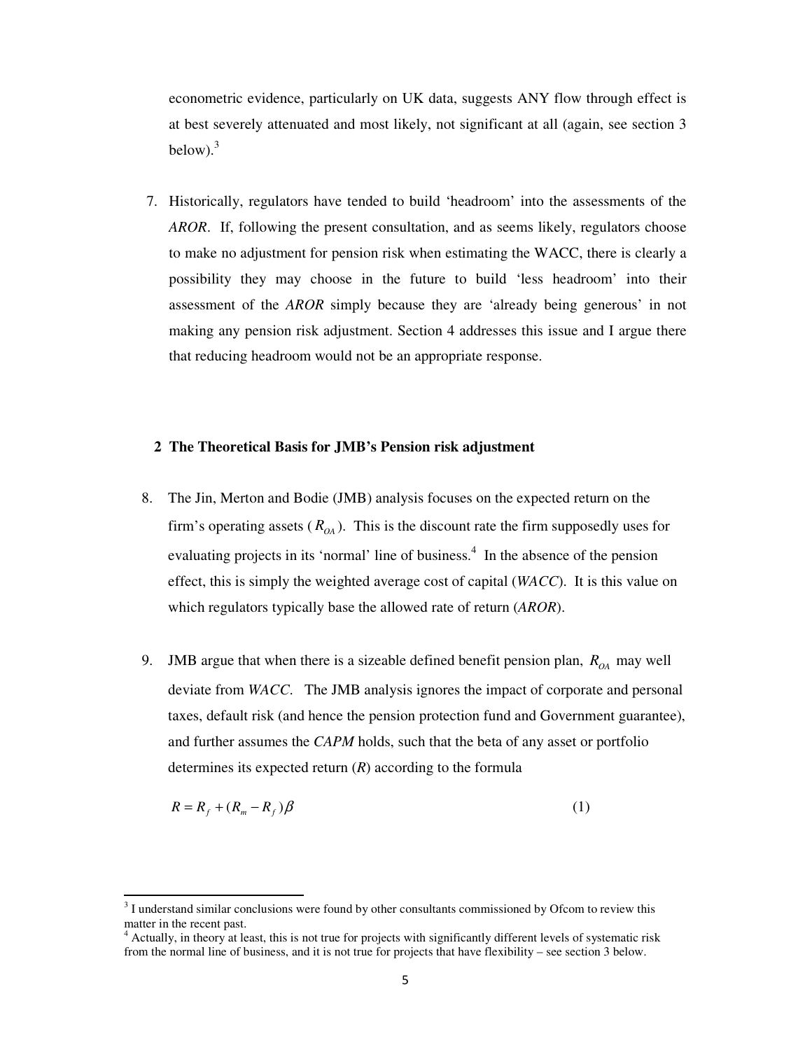econometric evidence, particularly on UK data, suggests ANY flow through effect is at best severely attenuated and most likely, not significant at all (again, see section 3 below).[3]

7. Historically, regulators have tended to build 'headroom' into the assessments of the *AROR*. If, following the present consultation, and as seems likely, regulators choose to make no adjustment for pension risk when estimating the WACC, there is clearly a possibility they may choose in the future to build 'less headroom' into their assessment of the *AROR* simply because they are 'already being generous' in not making any pension risk adjustment. Section 4 addresses this issue and I argue there that reducing headroom would not be an appropriate response.

## 2 The Theoretical Basis for JMB's Pension risk adjustment

8. The Jin, Merton and Bodie (JMB) analysis focuses on the expected return on the firm's operating assets ($R_{OA}$). This is the discount rate the firm supposedly uses for evaluating projects in its 'normal' line of business.[4] In the absence of the pension effect, this is simply the weighted average cost of capital (*WACC*). It is this value on which regulators typically base the allowed rate of return (*AROR*).

9. JMB argue that when there is a sizeable defined benefit pension plan, $R_{OA}$ may well deviate from *WACC*. The JMB analysis ignores the impact of corporate and personal taxes, default risk (and hence the pension protection fund and Government guarantee), and further assumes the *CAPM* holds, such that the beta of any asset or portfolio determines its expected return ($R$) according to the formula

$$R = R_f + (R_m - R_f)\beta \tag{1}$$

---

[3] I understand similar conclusions were found by other consultants commissioned by Ofcom to review this matter in the recent past.

[4] Actually, in theory at least, this is not true for projects with significantly different levels of systematic risk from the normal line of business, and it is not true for projects that have flexibility – see section 3 below.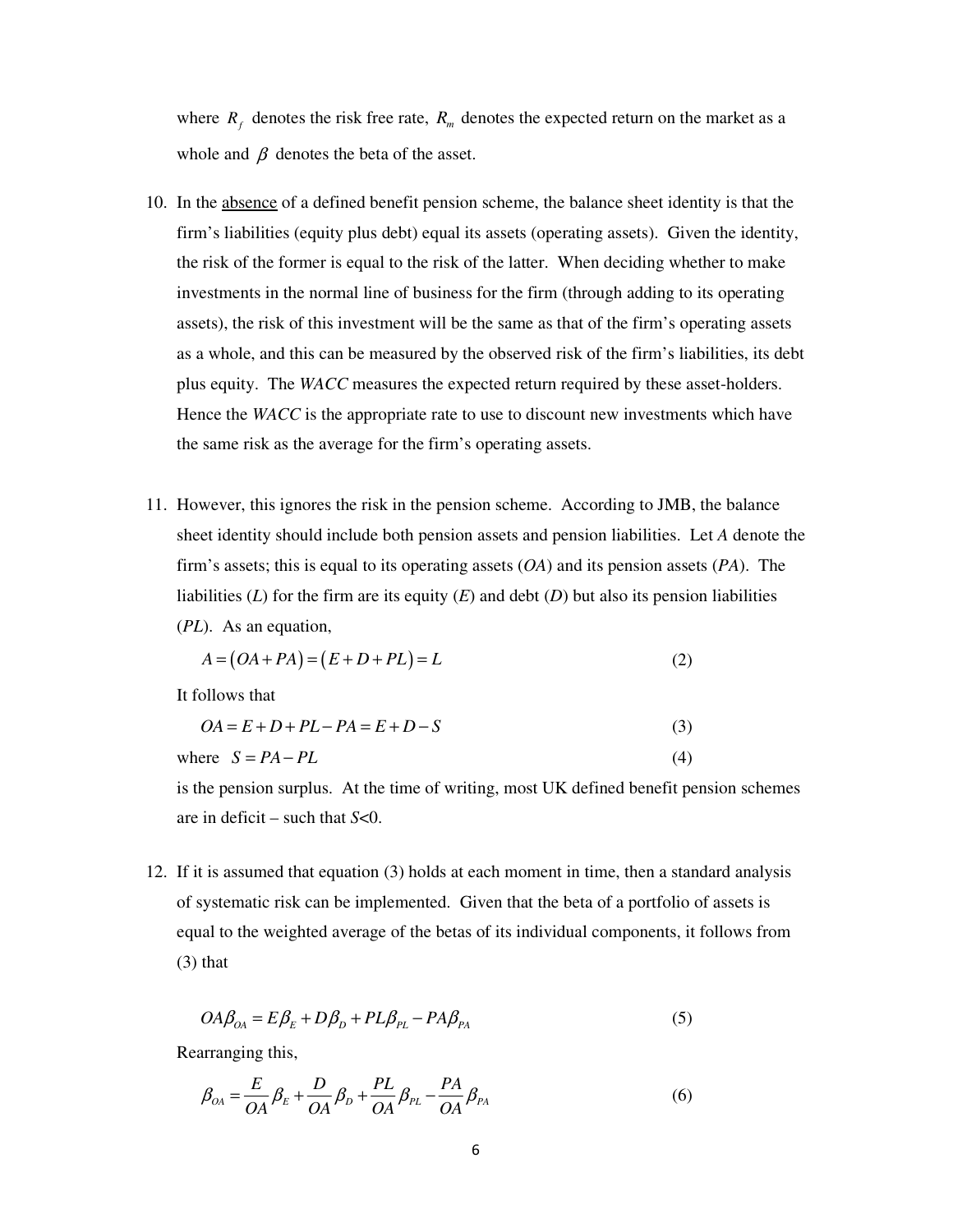where $R_f$ denotes the risk free rate, $R_m$ denotes the expected return on the market as a whole and $\beta$ denotes the beta of the asset.

10. In the <u>absence</u> of a defined benefit pension scheme, the balance sheet identity is that the firm's liabilities (equity plus debt) equal its assets (operating assets). Given the identity, the risk of the former is equal to the risk of the latter. When deciding whether to make investments in the normal line of business for the firm (through adding to its operating assets), the risk of this investment will be the same as that of the firm's operating assets as a whole, and this can be measured by the observed risk of the firm's liabilities, its debt plus equity. The *WACC* measures the expected return required by these asset-holders. Hence the *WACC* is the appropriate rate to use to discount new investments which have the same risk as the average for the firm's operating assets.

11. However, this ignores the risk in the pension scheme. According to JMB, the balance sheet identity should include both pension assets and pension liabilities. Let *A* denote the firm's assets; this is equal to its operating assets (*OA*) and its pension assets (*PA*). The liabilities (*L*) for the firm are its equity (*E*) and debt (*D*) but also its pension liabilities (*PL*). As an equation,

$$A = (OA + PA) = (E + D + PL) = L \tag{2}$$

It follows that

$$OA = E + D + PL - PA = E + D - S \tag{3}$$

where $S = PA - PL$ (4)

is the pension surplus. At the time of writing, most UK defined benefit pension schemes are in deficit – such that *S*<0.

12. If it is assumed that equation (3) holds at each moment in time, then a standard analysis of systematic risk can be implemented. Given that the beta of a portfolio of assets is equal to the weighted average of the betas of its individual components, it follows from (3) that

$$OA\beta_{OA} = E\beta_E + D\beta_D + PL\beta_{PL} - PA\beta_{PA} \tag{5}$$

Rearranging this,

$$\beta_{OA} = \frac{E}{OA}\beta_E + \frac{D}{OA}\beta_D + \frac{PL}{OA}\beta_{PL} - \frac{PA}{OA}\beta_{PA} \tag{6}$$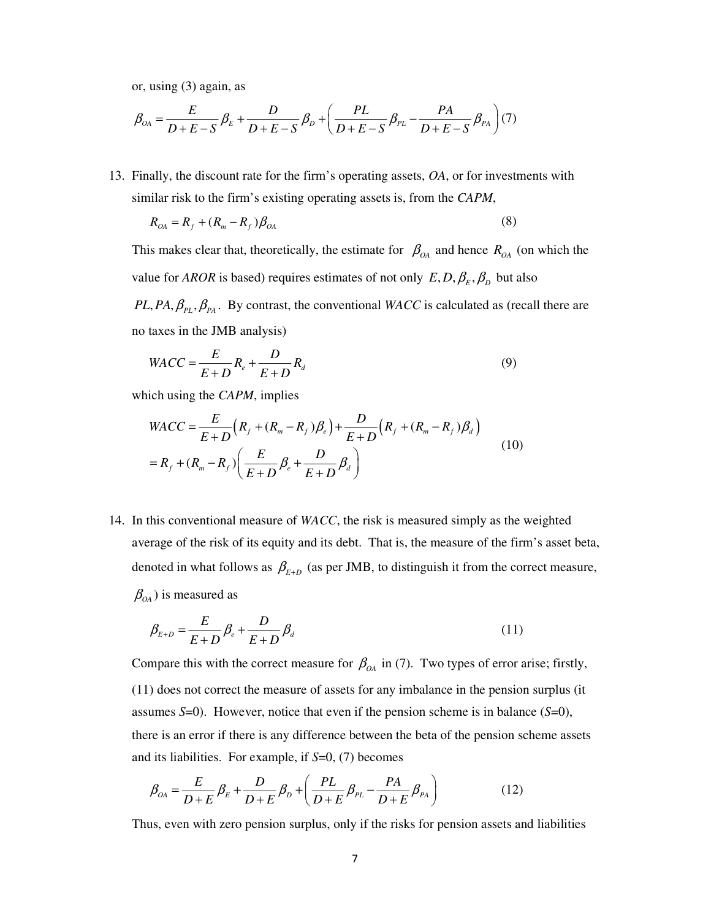or, using (3) again, as

$$\beta_{OA} = \frac{E}{D+E-S}\beta_E + \frac{D}{D+E-S}\beta_D + \left(\frac{PL}{D+E-S}\beta_{PL} - \frac{PA}{D+E-S}\beta_{PA}\right) \quad (7)$$

13. Finally, the discount rate for the firm's operating assets, *OA*, or for investments with similar risk to the firm's existing operating assets is, from the *CAPM*,

$$R_{OA} = R_f + (R_m - R_f)\beta_{OA} \quad (8)$$

This makes clear that, theoretically, the estimate for $\beta_{OA}$ and hence $R_{OA}$ (on which the value for *AROR* is based) requires estimates of not only $E, D, \beta_E, \beta_D$ but also $PL, PA, \beta_{PL}, \beta_{PA}$. By contrast, the conventional *WACC* is calculated as (recall there are no taxes in the JMB analysis)

$$WACC = \frac{E}{E+D}R_e + \frac{D}{E+D}R_d \quad (9)$$

which using the *CAPM*, implies

$$\begin{aligned} WACC &= \frac{E}{E+D}\left(R_f + (R_m - R_f)\beta_e\right) + \frac{D}{E+D}\left(R_f + (R_m - R_f)\beta_d\right) \\ &= R_f + (R_m - R_f)\left(\frac{E}{E+D}\beta_e + \frac{D}{E+D}\beta_d\right) \end{aligned} \quad (10)$$

14. In this conventional measure of *WACC*, the risk is measured simply as the weighted average of the risk of its equity and its debt. That is, the measure of the firm's asset beta, denoted in what follows as $\beta_{E+D}$ (as per JMB, to distinguish it from the correct measure, $\beta_{OA}$) is measured as

$$\beta_{E+D} = \frac{E}{E+D}\beta_e + \frac{D}{E+D}\beta_d \quad (11)$$

Compare this with the correct measure for $\beta_{OA}$ in (7). Two types of error arise; firstly, (11) does not correct the measure of assets for any imbalance in the pension surplus (it assumes *S*=0). However, notice that even if the pension scheme is in balance (*S*=0), there is an error if there is any difference between the beta of the pension scheme assets and its liabilities. For example, if *S*=0, (7) becomes

$$\beta_{OA} = \frac{E}{D+E}\beta_E + \frac{D}{D+E}\beta_D + \left(\frac{PL}{D+E}\beta_{PL} - \frac{PA}{D+E}\beta_{PA}\right) \quad (12)$$

Thus, even with zero pension surplus, only if the risks for pension assets and liabilities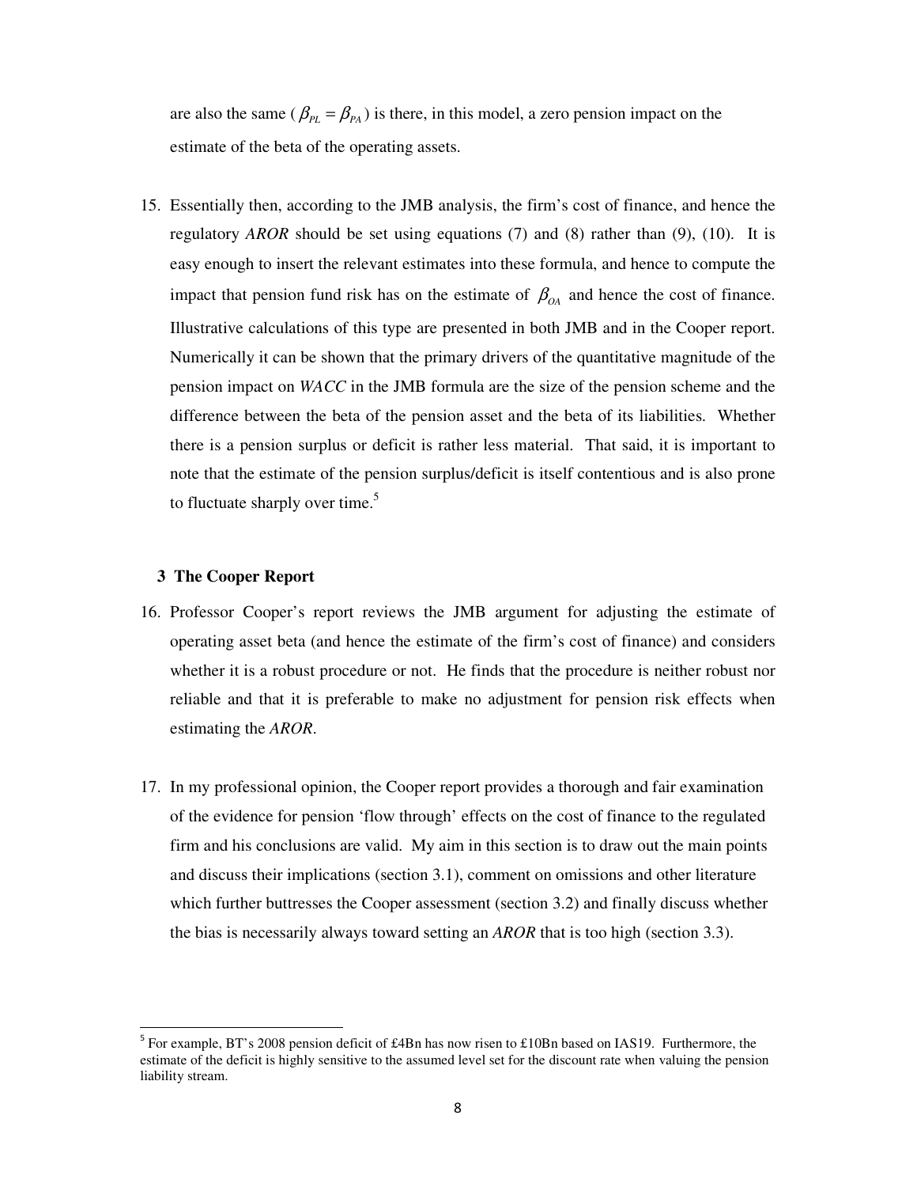are also the same ($\beta_{PL} = \beta_{PA}$) is there, in this model, a zero pension impact on the estimate of the beta of the operating assets.

15. Essentially then, according to the JMB analysis, the firm's cost of finance, and hence the regulatory *AROR* should be set using equations (7) and (8) rather than (9), (10). It is easy enough to insert the relevant estimates into these formula, and hence to compute the impact that pension fund risk has on the estimate of $\beta_{OA}$ and hence the cost of finance. Illustrative calculations of this type are presented in both JMB and in the Cooper report. Numerically it can be shown that the primary drivers of the quantitative magnitude of the pension impact on *WACC* in the JMB formula are the size of the pension scheme and the difference between the beta of the pension asset and the beta of its liabilities. Whether there is a pension surplus or deficit is rather less material. That said, it is important to note that the estimate of the pension surplus/deficit is itself contentious and is also prone to fluctuate sharply over time.[5]

## 3 The Cooper Report

16. Professor Cooper's report reviews the JMB argument for adjusting the estimate of operating asset beta (and hence the estimate of the firm's cost of finance) and considers whether it is a robust procedure or not. He finds that the procedure is neither robust nor reliable and that it is preferable to make no adjustment for pension risk effects when estimating the *AROR*.

17. In my professional opinion, the Cooper report provides a thorough and fair examination of the evidence for pension 'flow through' effects on the cost of finance to the regulated firm and his conclusions are valid. My aim in this section is to draw out the main points and discuss their implications (section 3.1), comment on omissions and other literature which further buttresses the Cooper assessment (section 3.2) and finally discuss whether the bias is necessarily always toward setting an *AROR* that is too high (section 3.3).

---

[5] For example, BT's 2008 pension deficit of £4Bn has now risen to £10Bn based on IAS19. Furthermore, the estimate of the deficit is highly sensitive to the assumed level set for the discount rate when valuing the pension liability stream.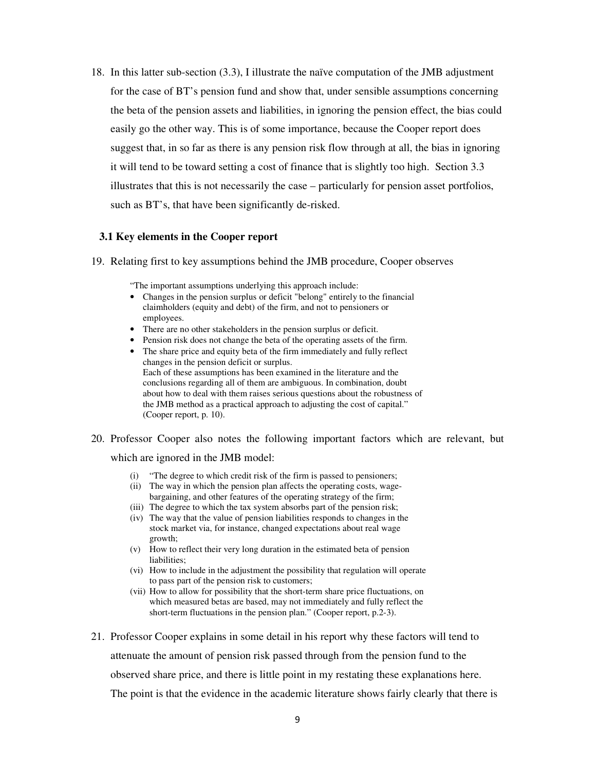18. In this latter sub-section (3.3), I illustrate the naïve computation of the JMB adjustment for the case of BT's pension fund and show that, under sensible assumptions concerning the beta of the pension assets and liabilities, in ignoring the pension effect, the bias could easily go the other way. This is of some importance, because the Cooper report does suggest that, in so far as there is any pension risk flow through at all, the bias in ignoring it will tend to be toward setting a cost of finance that is slightly too high. Section 3.3 illustrates that this is not necessarily the case – particularly for pension asset portfolios, such as BT's, that have been significantly de-risked.

### 3.1 Key elements in the Cooper report

19. Relating first to key assumptions behind the JMB procedure, Cooper observes

> "The important assumptions underlying this approach include:
> - Changes in the pension surplus or deficit "belong" entirely to the financial claimholders (equity and debt) of the firm, and not to pensioners or employees.
> - There are no other stakeholders in the pension surplus or deficit.
> - Pension risk does not change the beta of the operating assets of the firm.
> - The share price and equity beta of the firm immediately and fully reflect changes in the pension deficit or surplus.
>
> Each of these assumptions has been examined in the literature and the conclusions regarding all of them are ambiguous. In combination, doubt about how to deal with them raises serious questions about the robustness of the JMB method as a practical approach to adjusting the cost of capital." (Cooper report, p. 10).

20. Professor Cooper also notes the following important factors which are relevant, but which are ignored in the JMB model:

> (i) "The degree to which credit risk of the firm is passed to pensioners;
> (ii) The way in which the pension plan affects the operating costs, wage-bargaining, and other features of the operating strategy of the firm;
> (iii) The degree to which the tax system absorbs part of the pension risk;
> (iv) The way that the value of pension liabilities responds to changes in the stock market via, for instance, changed expectations about real wage growth;
> (v) How to reflect their very long duration in the estimated beta of pension liabilities;
> (vi) How to include in the adjustment the possibility that regulation will operate to pass part of the pension risk to customers;
> (vii) How to allow for possibility that the short-term share price fluctuations, on which measured betas are based, may not immediately and fully reflect the short-term fluctuations in the pension plan." (Cooper report, p.2-3).

21. Professor Cooper explains in some detail in his report why these factors will tend to attenuate the amount of pension risk passed through from the pension fund to the observed share price, and there is little point in my restating these explanations here. The point is that the evidence in the academic literature shows fairly clearly that there is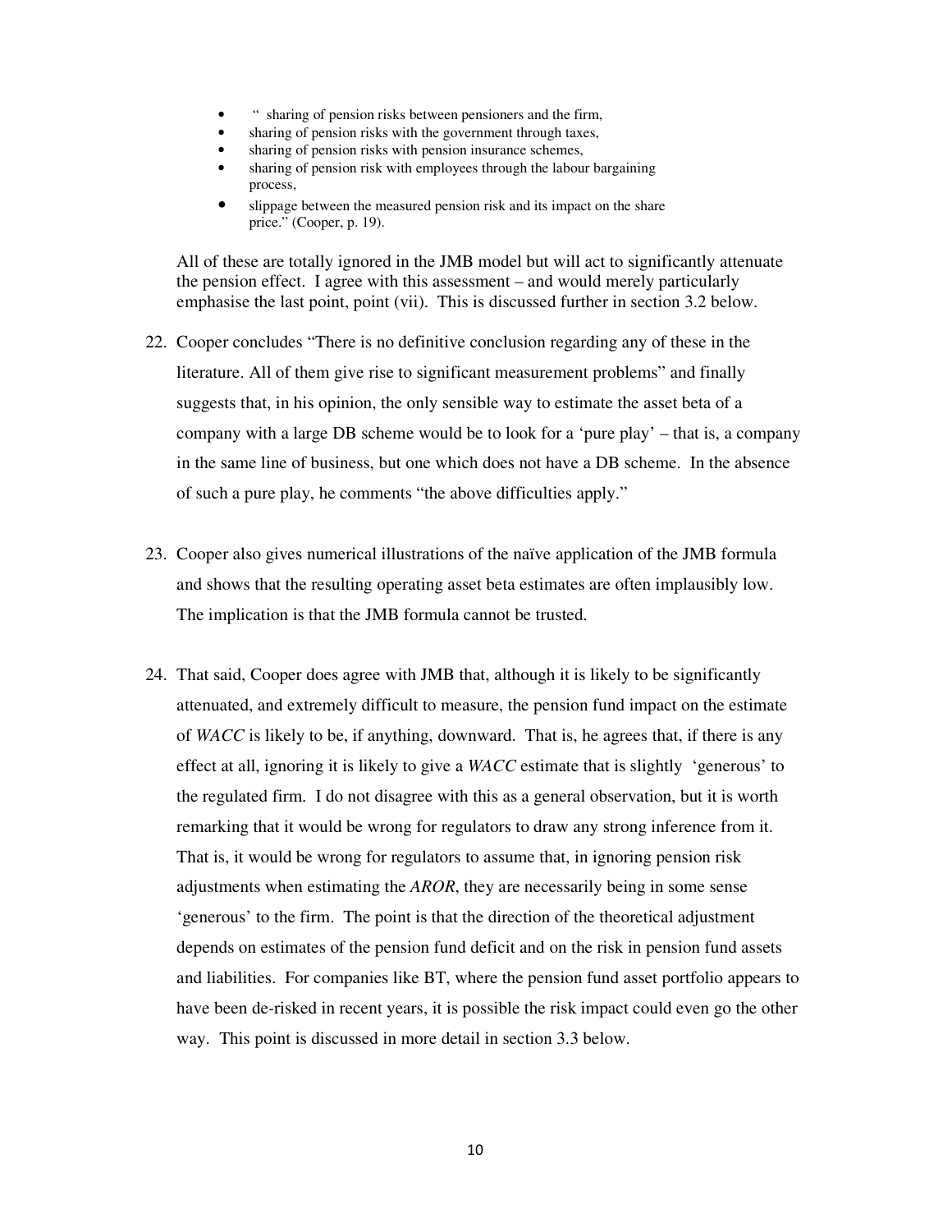- "  sharing of pension risks between pensioners and the firm,
- sharing of pension risks with the government through taxes,
- sharing of pension risks with pension insurance schemes,
- sharing of pension risk with employees through the labour bargaining process,
- slippage between the measured pension risk and its impact on the share price." (Cooper, p. 19).

All of these are totally ignored in the JMB model but will act to significantly attenuate the pension effect. I agree with this assessment – and would merely particularly emphasise the last point, point (vii). This is discussed further in section 3.2 below.

22. Cooper concludes "There is no definitive conclusion regarding any of these in the literature. All of them give rise to significant measurement problems" and finally suggests that, in his opinion, the only sensible way to estimate the asset beta of a company with a large DB scheme would be to look for a 'pure play' – that is, a company in the same line of business, but one which does not have a DB scheme. In the absence of such a pure play, he comments "the above difficulties apply."

23. Cooper also gives numerical illustrations of the naïve application of the JMB formula and shows that the resulting operating asset beta estimates are often implausibly low. The implication is that the JMB formula cannot be trusted.

24. That said, Cooper does agree with JMB that, although it is likely to be significantly attenuated, and extremely difficult to measure, the pension fund impact on the estimate of *WACC* is likely to be, if anything, downward. That is, he agrees that, if there is any effect at all, ignoring it is likely to give a *WACC* estimate that is slightly 'generous' to the regulated firm. I do not disagree with this as a general observation, but it is worth remarking that it would be wrong for regulators to draw any strong inference from it. That is, it would be wrong for regulators to assume that, in ignoring pension risk adjustments when estimating the *AROR*, they are necessarily being in some sense 'generous' to the firm. The point is that the direction of the theoretical adjustment depends on estimates of the pension fund deficit and on the risk in pension fund assets and liabilities. For companies like BT, where the pension fund asset portfolio appears to have been de-risked in recent years, it is possible the risk impact could even go the other way. This point is discussed in more detail in section 3.3 below.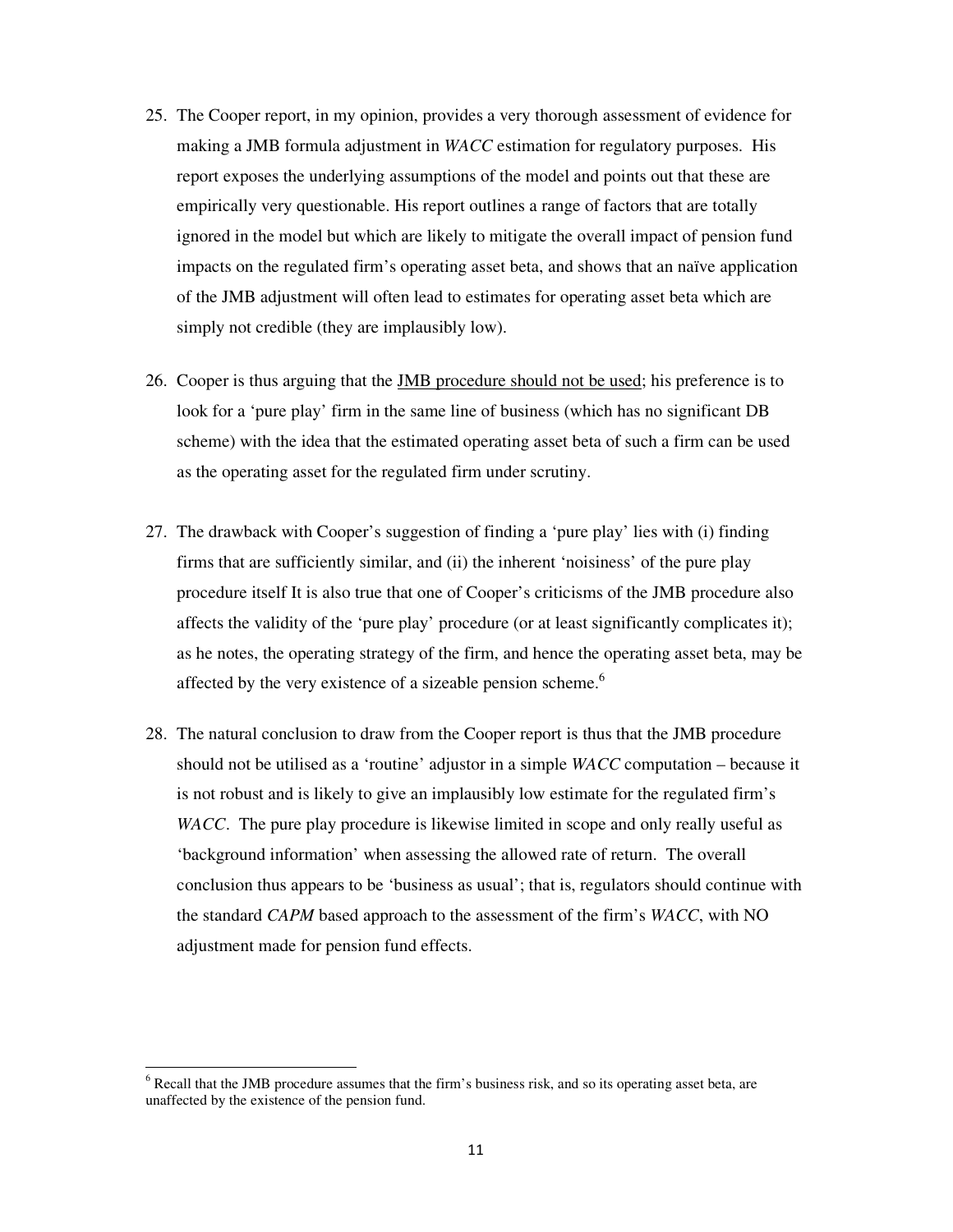25. The Cooper report, in my opinion, provides a very thorough assessment of evidence for making a JMB formula adjustment in *WACC* estimation for regulatory purposes. His report exposes the underlying assumptions of the model and points out that these are empirically very questionable. His report outlines a range of factors that are totally ignored in the model but which are likely to mitigate the overall impact of pension fund impacts on the regulated firm's operating asset beta, and shows that an naïve application of the JMB adjustment will often lead to estimates for operating asset beta which are simply not credible (they are implausibly low).

26. Cooper is thus arguing that the <u>JMB procedure should not be used</u>; his preference is to look for a 'pure play' firm in the same line of business (which has no significant DB scheme) with the idea that the estimated operating asset beta of such a firm can be used as the operating asset for the regulated firm under scrutiny.

27. The drawback with Cooper's suggestion of finding a 'pure play' lies with (i) finding firms that are sufficiently similar, and (ii) the inherent 'noisiness' of the pure play procedure itself It is also true that one of Cooper's criticisms of the JMB procedure also affects the validity of the 'pure play' procedure (or at least significantly complicates it); as he notes, the operating strategy of the firm, and hence the operating asset beta, may be affected by the very existence of a sizeable pension scheme.[6]

28. The natural conclusion to draw from the Cooper report is thus that the JMB procedure should not be utilised as a 'routine' adjustor in a simple *WACC* computation – because it is not robust and is likely to give an implausibly low estimate for the regulated firm's *WACC*. The pure play procedure is likewise limited in scope and only really useful as 'background information' when assessing the allowed rate of return. The overall conclusion thus appears to be 'business as usual'; that is, regulators should continue with the standard *CAPM* based approach to the assessment of the firm's *WACC*, with NO adjustment made for pension fund effects.

---

[6] Recall that the JMB procedure assumes that the firm's business risk, and so its operating asset beta, are unaffected by the existence of the pension fund.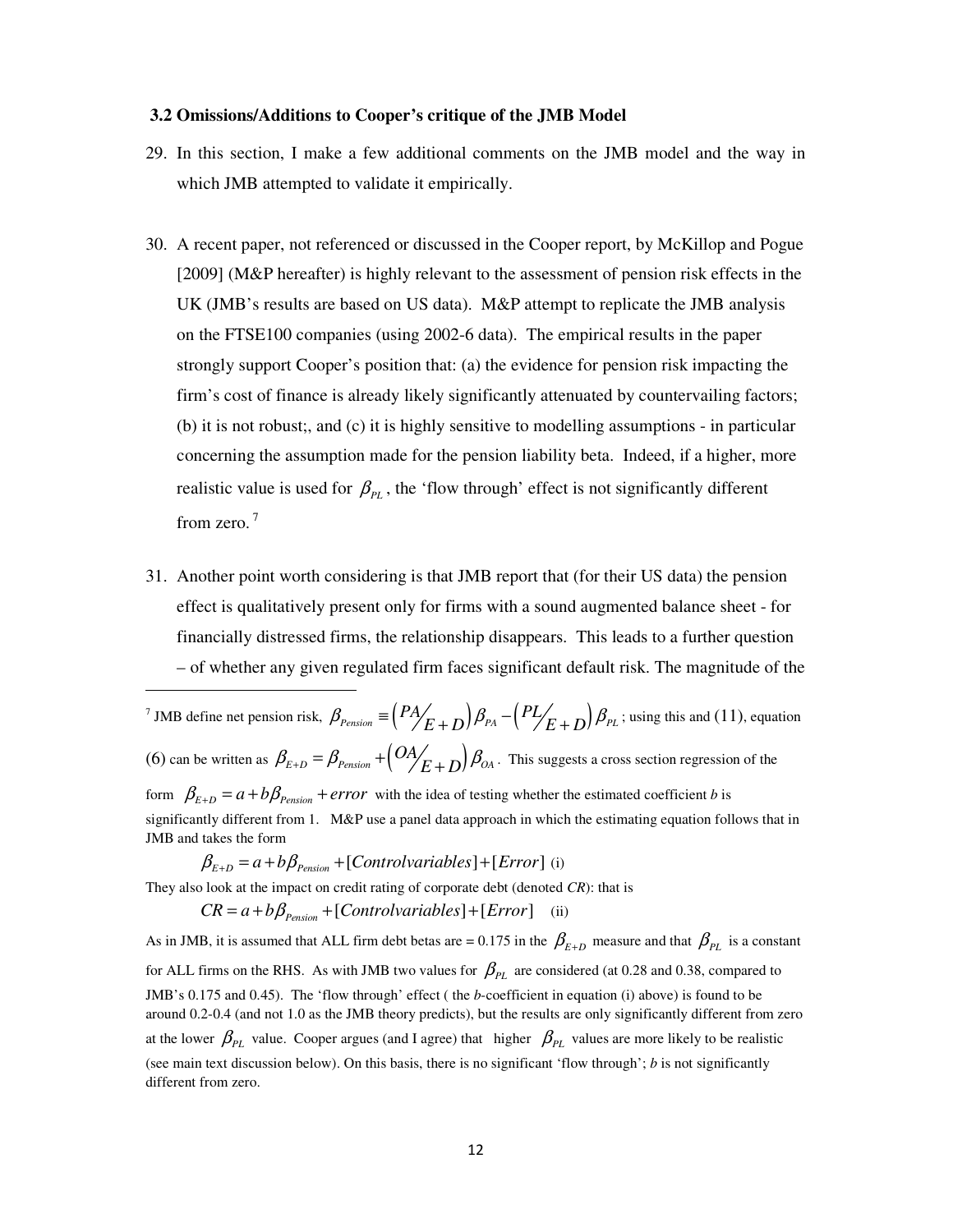### 3.2 Omissions/Additions to Cooper's critique of the JMB Model

29. In this section, I make a few additional comments on the JMB model and the way in which JMB attempted to validate it empirically.

30. A recent paper, not referenced or discussed in the Cooper report, by McKillop and Pogue [2009] (M&P hereafter) is highly relevant to the assessment of pension risk effects in the UK (JMB's results are based on US data). M&P attempt to replicate the JMB analysis on the FTSE100 companies (using 2002-6 data). The empirical results in the paper strongly support Cooper's position that: (a) the evidence for pension risk impacting the firm's cost of finance is already likely significantly attenuated by countervailing factors; (b) it is not robust;, and (c) it is highly sensitive to modelling assumptions - in particular concerning the assumption made for the pension liability beta. Indeed, if a higher, more realistic value is used for $\beta_{PL}$, the 'flow through' effect is not significantly different from zero.[7]

31. Another point worth considering is that JMB report that (for their US data) the pension effect is qualitatively present only for firms with a sound augmented balance sheet - for financially distressed firms, the relationship disappears. This leads to a further question – of whether any given regulated firm faces significant default risk. The magnitude of the

---

[7] JMB define net pension risk, $\beta_{Pension} \equiv \left( PA/_{E+D} \right) \beta_{PA} - \left( PL/_{E+D} \right) \beta_{PL}$; using this and (11), equation (6) can be written as $\beta_{E+D} = \beta_{Pension} + \left( OA/_{E+D} \right) \beta_{OA}$. This suggests a cross section regression of the form $\beta_{E+D} = a + b\beta_{Pension} + error$ with the idea of testing whether the estimated coefficient *b* is significantly different from 1. M&P use a panel data approach in which the estimating equation follows that in JMB and takes the form

$$\beta_{E+D} = a + b\beta_{Pension} + [Controlvariables] + [Error] \quad \text{(i)}$$

They also look at the impact on credit rating of corporate debt (denoted *CR*): that is

$$CR = a + b\beta_{Pension} + [Controlvariables] + [Error] \quad \text{(ii)}$$

As in JMB, it is assumed that ALL firm debt betas are = 0.175 in the $\beta_{E+D}$ measure and that $\beta_{PL}$ is a constant for ALL firms on the RHS. As with JMB two values for $\beta_{PL}$ are considered (at 0.28 and 0.38, compared to JMB's 0.175 and 0.45). The 'flow through' effect ( the *b*-coefficient in equation (i) above) is found to be around 0.2-0.4 (and not 1.0 as the JMB theory predicts), but the results are only significantly different from zero at the lower $\beta_{PL}$ value. Cooper argues (and I agree) that higher $\beta_{PL}$ values are more likely to be realistic (see main text discussion below). On this basis, there is no significant 'flow through'; *b* is not significantly different from zero.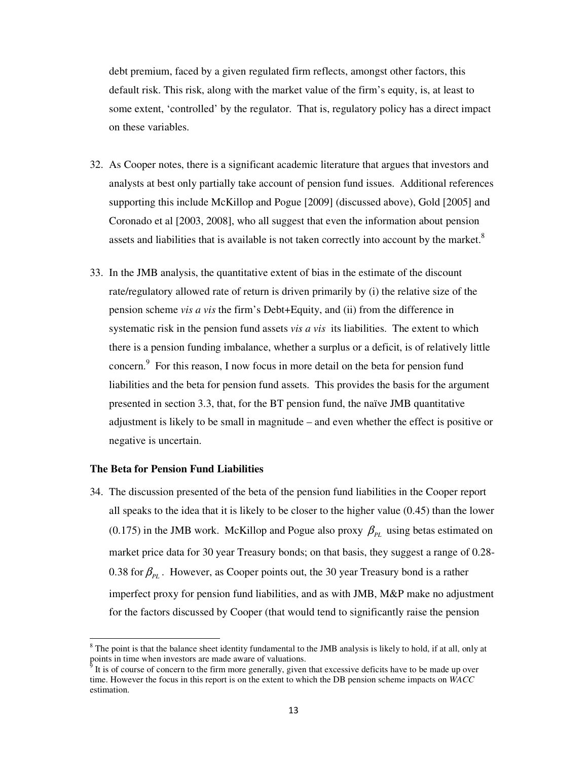debt premium, faced by a given regulated firm reflects, amongst other factors, this default risk. This risk, along with the market value of the firm's equity, is, at least to some extent, 'controlled' by the regulator. That is, regulatory policy has a direct impact on these variables.

32. As Cooper notes, there is a significant academic literature that argues that investors and analysts at best only partially take account of pension fund issues. Additional references supporting this include McKillop and Pogue [2009] (discussed above), Gold [2005] and Coronado et al [2003, 2008], who all suggest that even the information about pension assets and liabilities that is available is not taken correctly into account by the market.[8]

33. In the JMB analysis, the quantitative extent of bias in the estimate of the discount rate/regulatory allowed rate of return is driven primarily by (i) the relative size of the pension scheme *vis a vis* the firm's Debt+Equity, and (ii) from the difference in systematic risk in the pension fund assets *vis a vis* its liabilities. The extent to which there is a pension funding imbalance, whether a surplus or a deficit, is of relatively little concern.[9] For this reason, I now focus in more detail on the beta for pension fund liabilities and the beta for pension fund assets. This provides the basis for the argument presented in section 3.3, that, for the BT pension fund, the naïve JMB quantitative adjustment is likely to be small in magnitude – and even whether the effect is positive or negative is uncertain.

**The Beta for Pension Fund Liabilities**

34. The discussion presented of the beta of the pension fund liabilities in the Cooper report all speaks to the idea that it is likely to be closer to the higher value (0.45) than the lower (0.175) in the JMB work. McKillop and Pogue also proxy $\beta_{PL}$ using betas estimated on market price data for 30 year Treasury bonds; on that basis, they suggest a range of 0.28-0.38 for $\beta_{PL}$. However, as Cooper points out, the 30 year Treasury bond is a rather imperfect proxy for pension fund liabilities, and as with JMB, M&P make no adjustment for the factors discussed by Cooper (that would tend to significantly raise the pension

---

[8] The point is that the balance sheet identity fundamental to the JMB analysis is likely to hold, if at all, only at points in time when investors are made aware of valuations.

[9] It is of course of concern to the firm more generally, given that excessive deficits have to be made up over time. However the focus in this report is on the extent to which the DB pension scheme impacts on *WACC* estimation.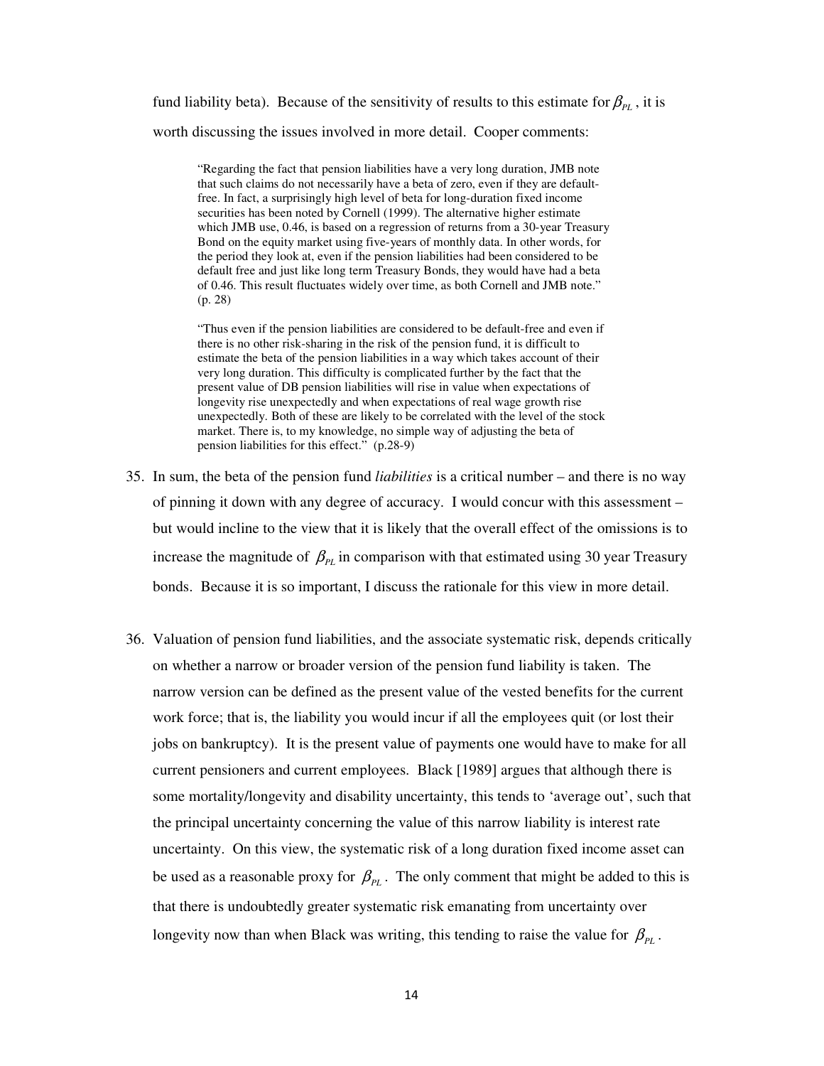fund liability beta). Because of the sensitivity of results to this estimate for $\beta_{PL}$, it is worth discussing the issues involved in more detail. Cooper comments:

> "Regarding the fact that pension liabilities have a very long duration, JMB note that such claims do not necessarily have a beta of zero, even if they are default-free. In fact, a surprisingly high level of beta for long-duration fixed income securities has been noted by Cornell (1999). The alternative higher estimate which JMB use, 0.46, is based on a regression of returns from a 30-year Treasury Bond on the equity market using five-years of monthly data. In other words, for the period they look at, even if the pension liabilities had been considered to be default free and just like long term Treasury Bonds, they would have had a beta of 0.46. This result fluctuates widely over time, as both Cornell and JMB note." (p. 28)

> "Thus even if the pension liabilities are considered to be default-free and even if there is no other risk-sharing in the risk of the pension fund, it is difficult to estimate the beta of the pension liabilities in a way which takes account of their very long duration. This difficulty is complicated further by the fact that the present value of DB pension liabilities will rise in value when expectations of longevity rise unexpectedly and when expectations of real wage growth rise unexpectedly. Both of these are likely to be correlated with the level of the stock market. There is, to my knowledge, no simple way of adjusting the beta of pension liabilities for this effect." (p.28-9)

35. In sum, the beta of the pension fund *liabilities* is a critical number – and there is no way of pinning it down with any degree of accuracy. I would concur with this assessment – but would incline to the view that it is likely that the overall effect of the omissions is to increase the magnitude of $\beta_{PL}$ in comparison with that estimated using 30 year Treasury bonds. Because it is so important, I discuss the rationale for this view in more detail.

36. Valuation of pension fund liabilities, and the associate systematic risk, depends critically on whether a narrow or broader version of the pension fund liability is taken. The narrow version can be defined as the present value of the vested benefits for the current work force; that is, the liability you would incur if all the employees quit (or lost their jobs on bankruptcy). It is the present value of payments one would have to make for all current pensioners and current employees. Black [1989] argues that although there is some mortality/longevity and disability uncertainty, this tends to 'average out', such that the principal uncertainty concerning the value of this narrow liability is interest rate uncertainty. On this view, the systematic risk of a long duration fixed income asset can be used as a reasonable proxy for $\beta_{PL}$. The only comment that might be added to this is that there is undoubtedly greater systematic risk emanating from uncertainty over longevity now than when Black was writing, this tending to raise the value for $\beta_{PL}$.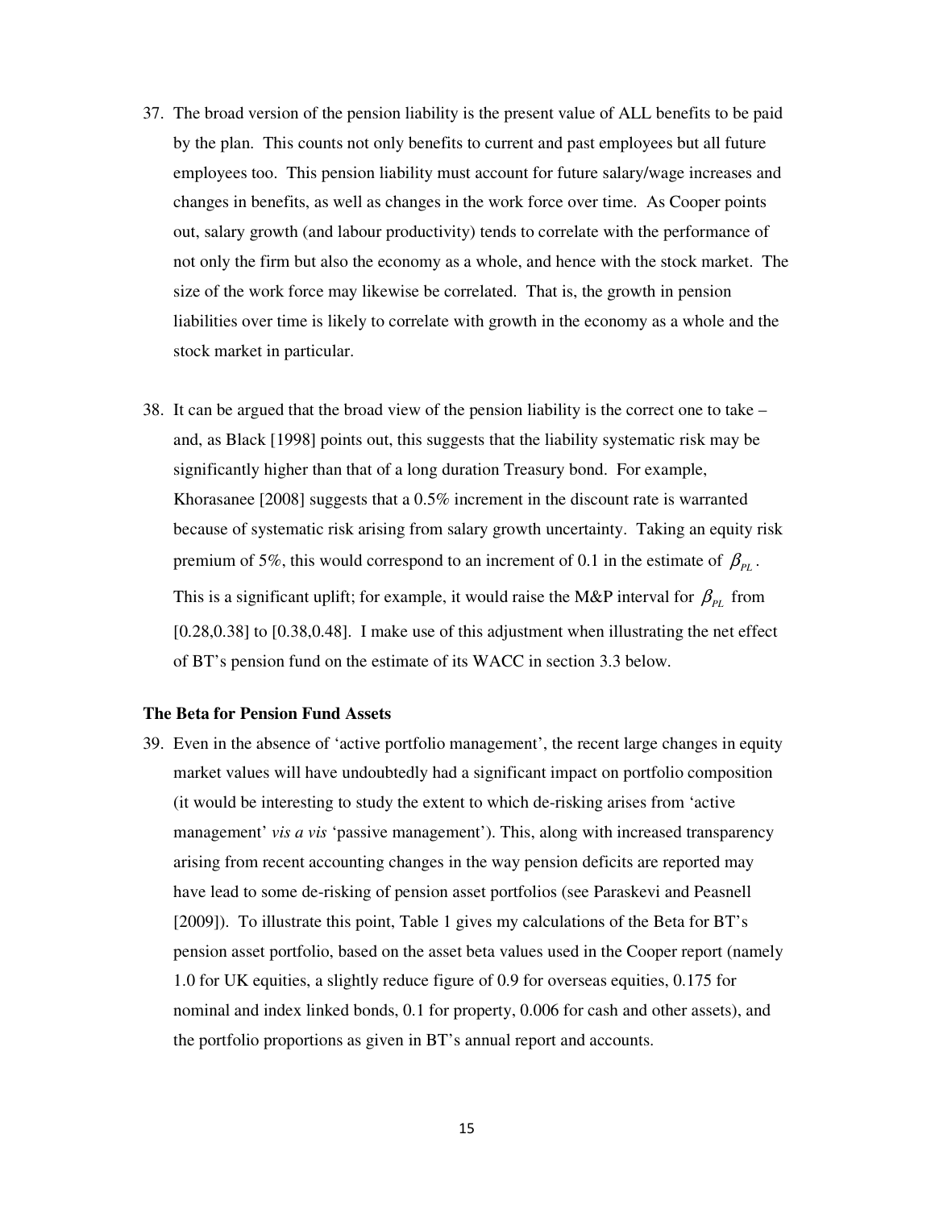37. The broad version of the pension liability is the present value of ALL benefits to be paid by the plan. This counts not only benefits to current and past employees but all future employees too. This pension liability must account for future salary/wage increases and changes in benefits, as well as changes in the work force over time. As Cooper points out, salary growth (and labour productivity) tends to correlate with the performance of not only the firm but also the economy as a whole, and hence with the stock market. The size of the work force may likewise be correlated. That is, the growth in pension liabilities over time is likely to correlate with growth in the economy as a whole and the stock market in particular.

38. It can be argued that the broad view of the pension liability is the correct one to take – and, as Black [1998] points out, this suggests that the liability systematic risk may be significantly higher than that of a long duration Treasury bond. For example, Khorasanee [2008] suggests that a 0.5% increment in the discount rate is warranted because of systematic risk arising from salary growth uncertainty. Taking an equity risk premium of 5%, this would correspond to an increment of 0.1 in the estimate of $\beta_{PL}$. This is a significant uplift; for example, it would raise the M&P interval for $\beta_{PL}$ from [0.28,0.38] to [0.38,0.48]. I make use of this adjustment when illustrating the net effect of BT's pension fund on the estimate of its WACC in section 3.3 below.

**The Beta for Pension Fund Assets**

39. Even in the absence of 'active portfolio management', the recent large changes in equity market values will have undoubtedly had a significant impact on portfolio composition (it would be interesting to study the extent to which de-risking arises from 'active management' *vis a vis* 'passive management'). This, along with increased transparency arising from recent accounting changes in the way pension deficits are reported may have lead to some de-risking of pension asset portfolios (see Paraskevi and Peasnell [2009]). To illustrate this point, Table 1 gives my calculations of the Beta for BT's pension asset portfolio, based on the asset beta values used in the Cooper report (namely 1.0 for UK equities, a slightly reduce figure of 0.9 for overseas equities, 0.175 for nominal and index linked bonds, 0.1 for property, 0.006 for cash and other assets), and the portfolio proportions as given in BT's annual report and accounts.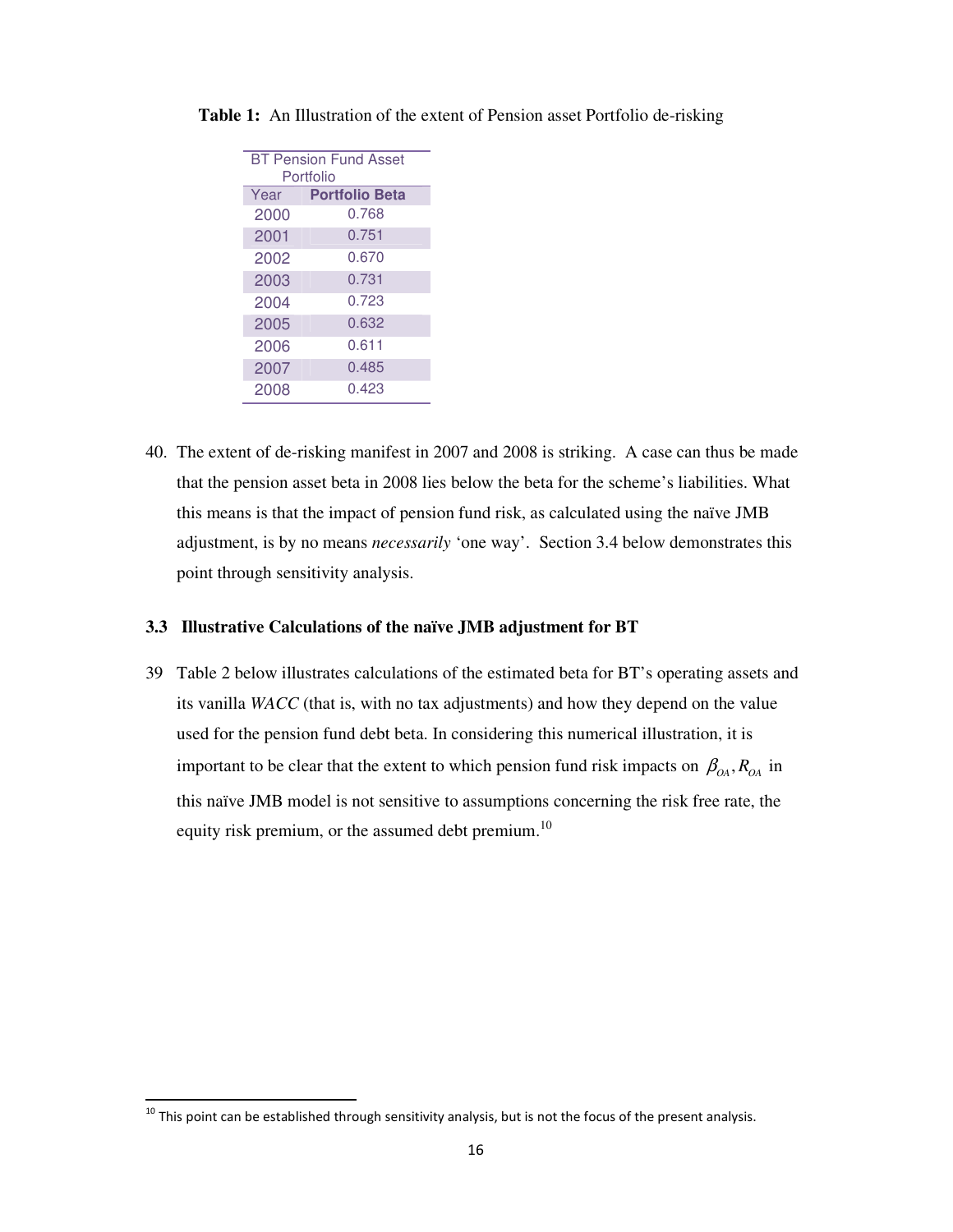**Table 1:** An Illustration of the extent of Pension asset Portfolio de-risking

| BT Pension Fund Asset Portfolio | |
|---|---|
| Year | **Portfolio Beta** |
| 2000 | 0.768 |
| 2001 | 0.751 |
| 2002 | 0.670 |
| 2003 | 0.731 |
| 2004 | 0.723 |
| 2005 | 0.632 |
| 2006 | 0.611 |
| 2007 | 0.485 |
| 2008 | 0.423 |

40. The extent of de-risking manifest in 2007 and 2008 is striking. A case can thus be made that the pension asset beta in 2008 lies below the beta for the scheme's liabilities. What this means is that the impact of pension fund risk, as calculated using the naïve JMB adjustment, is by no means *necessarily* 'one way'. Section 3.4 below demonstrates this point through sensitivity analysis.

### 3.3 Illustrative Calculations of the naïve JMB adjustment for BT

39 Table 2 below illustrates calculations of the estimated beta for BT's operating assets and its vanilla *WACC* (that is, with no tax adjustments) and how they depend on the value used for the pension fund debt beta. In considering this numerical illustration, it is important to be clear that the extent to which pension fund risk impacts on $\beta_{OA}, R_{OA}$ in this naïve JMB model is not sensitive to assumptions concerning the risk free rate, the equity risk premium, or the assumed debt premium.[10]

[10] This point can be established through sensitivity analysis, but is not the focus of the present analysis.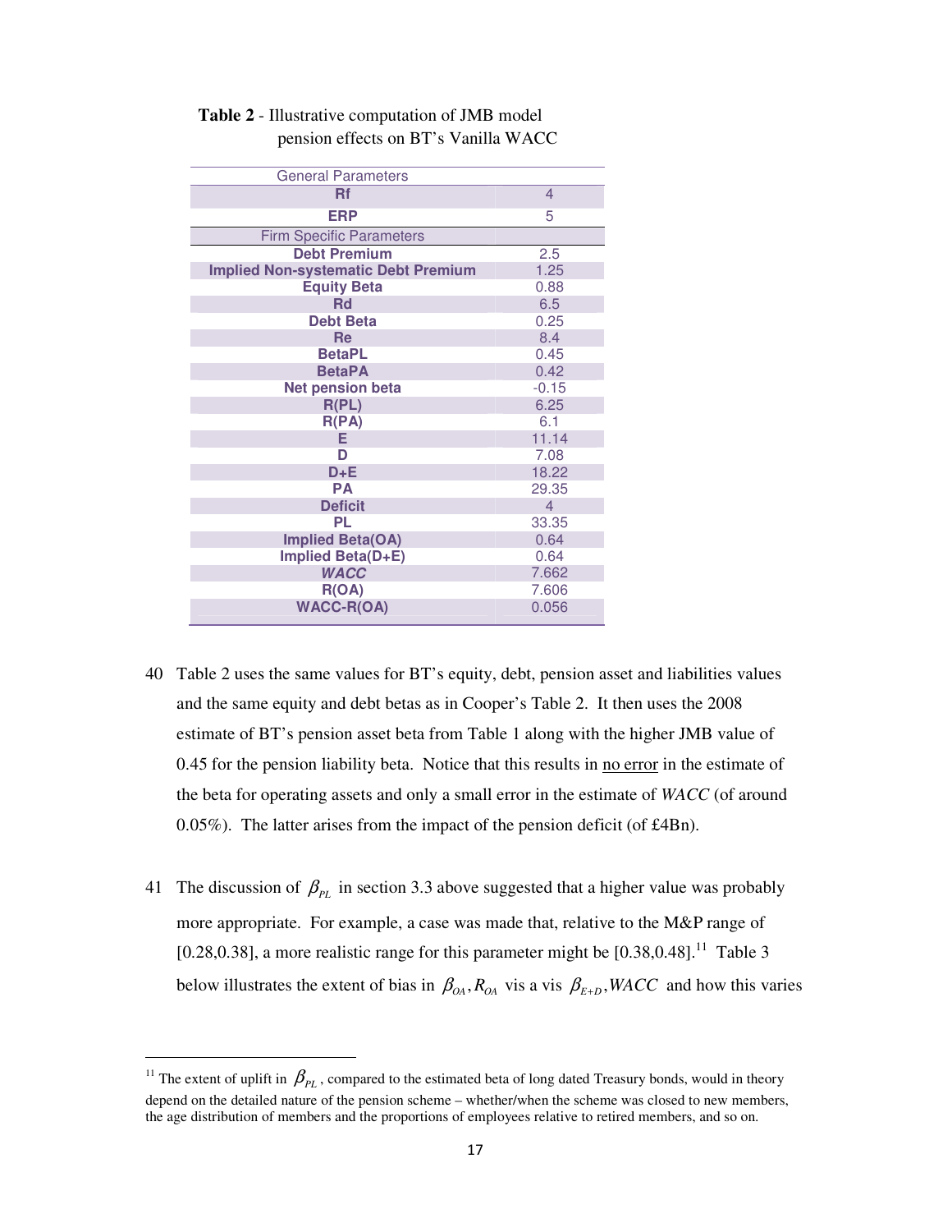**Table 2** - Illustrative computation of JMB model pension effects on BT's Vanilla WACC

| General Parameters | |
|---|---|
| **Rf** | 4 |
| **ERP** | 5 |
| Firm Specific Parameters | |
| **Debt Premium** | 2.5 |
| **Implied Non-systematic Debt Premium** | 1.25 |
| **Equity Beta** | 0.88 |
| **Rd** | 6.5 |
| **Debt Beta** | 0.25 |
| **Re** | 8.4 |
| **BetaPL** | 0.45 |
| **BetaPA** | 0.42 |
| **Net pension beta** | -0.15 |
| **R(PL)** | 6.25 |
| **R(PA)** | 6.1 |
| **E** | 11.14 |
| **D** | 7.08 |
| **D+E** | 18.22 |
| **PA** | 29.35 |
| **Deficit** | 4 |
| **PL** | 33.35 |
| **Implied Beta(OA)** | 0.64 |
| **Implied Beta(D+E)** | 0.64 |
| ***WACC*** | 7.662 |
| **R(OA)** | 7.606 |
| **WACC-R(OA)** | 0.056 |

40 Table 2 uses the same values for BT's equity, debt, pension asset and liabilities values and the same equity and debt betas as in Cooper's Table 2. It then uses the 2008 estimate of BT's pension asset beta from Table 1 along with the higher JMB value of 0.45 for the pension liability beta. Notice that this results in no error in the estimate of the beta for operating assets and only a small error in the estimate of *WACC* (of around 0.05%). The latter arises from the impact of the pension deficit (of £4Bn).

41 The discussion of $\beta_{PL}$ in section 3.3 above suggested that a higher value was probably more appropriate. For example, a case was made that, relative to the M&P range of [0.28,0.38], a more realistic range for this parameter might be [0.38,0.48].[11] Table 3 below illustrates the extent of bias in $\beta_{OA}, R_{OA}$ vis a vis $\beta_{E+D}, WACC$ and how this varies

[11] The extent of uplift in $\beta_{PL}$, compared to the estimated beta of long dated Treasury bonds, would in theory depend on the detailed nature of the pension scheme – whether/when the scheme was closed to new members, the age distribution of members and the proportions of employees relative to retired members, and so on.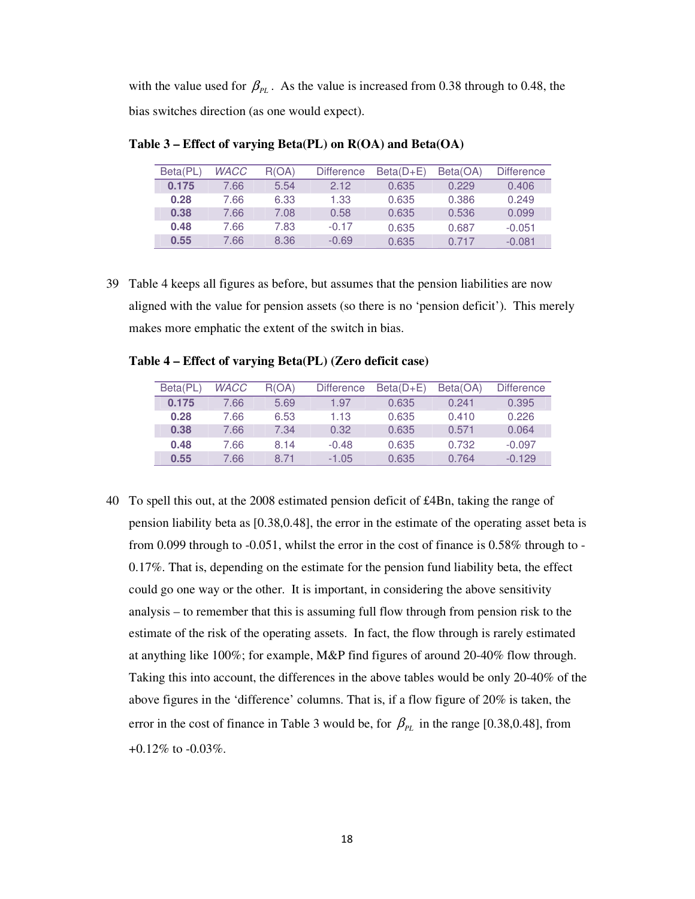with the value used for $\beta_{PL}$. As the value is increased from 0.38 through to 0.48, the bias switches direction (as one would expect).

**Table 3 – Effect of varying Beta(PL) on R(OA) and Beta(OA)**

| Beta(PL) | *WACC* | R(OA) | Difference | Beta(D+E) | Beta(OA) | Difference |
|---|---|---|---|---|---|---|
| **0.175** | 7.66 | 5.54 | 2.12 | 0.635 | 0.229 | 0.406 |
| **0.28** | 7.66 | 6.33 | 1.33 | 0.635 | 0.386 | 0.249 |
| **0.38** | 7.66 | 7.08 | 0.58 | 0.635 | 0.536 | 0.099 |
| **0.48** | 7.66 | 7.83 | -0.17 | 0.635 | 0.687 | -0.051 |
| **0.55** | 7.66 | 8.36 | -0.69 | 0.635 | 0.717 | -0.081 |

39 Table 4 keeps all figures as before, but assumes that the pension liabilities are now aligned with the value for pension assets (so there is no 'pension deficit'). This merely makes more emphatic the extent of the switch in bias.

**Table 4 – Effect of varying Beta(PL) (Zero deficit case)**

| Beta(PL) | *WACC* | R(OA) | Difference | Beta(D+E) | Beta(OA) | Difference |
|---|---|---|---|---|---|---|
| **0.175** | 7.66 | 5.69 | 1.97 | 0.635 | 0.241 | 0.395 |
| **0.28** | 7.66 | 6.53 | 1.13 | 0.635 | 0.410 | 0.226 |
| **0.38** | 7.66 | 7.34 | 0.32 | 0.635 | 0.571 | 0.064 |
| **0.48** | 7.66 | 8.14 | -0.48 | 0.635 | 0.732 | -0.097 |
| **0.55** | 7.66 | 8.71 | -1.05 | 0.635 | 0.764 | -0.129 |

40 To spell this out, at the 2008 estimated pension deficit of £4Bn, taking the range of pension liability beta as [0.38,0.48], the error in the estimate of the operating asset beta is from 0.099 through to -0.051, whilst the error in the cost of finance is 0.58% through to -0.17%. That is, depending on the estimate for the pension fund liability beta, the effect could go one way or the other. It is important, in considering the above sensitivity analysis – to remember that this is assuming full flow through from pension risk to the estimate of the risk of the operating assets. In fact, the flow through is rarely estimated at anything like 100%; for example, M&P find figures of around 20-40% flow through. Taking this into account, the differences in the above tables would be only 20-40% of the above figures in the 'difference' columns. That is, if a flow figure of 20% is taken, the error in the cost of finance in Table 3 would be, for $\beta_{PL}$ in the range [0.38,0.48], from +0.12% to -0.03%.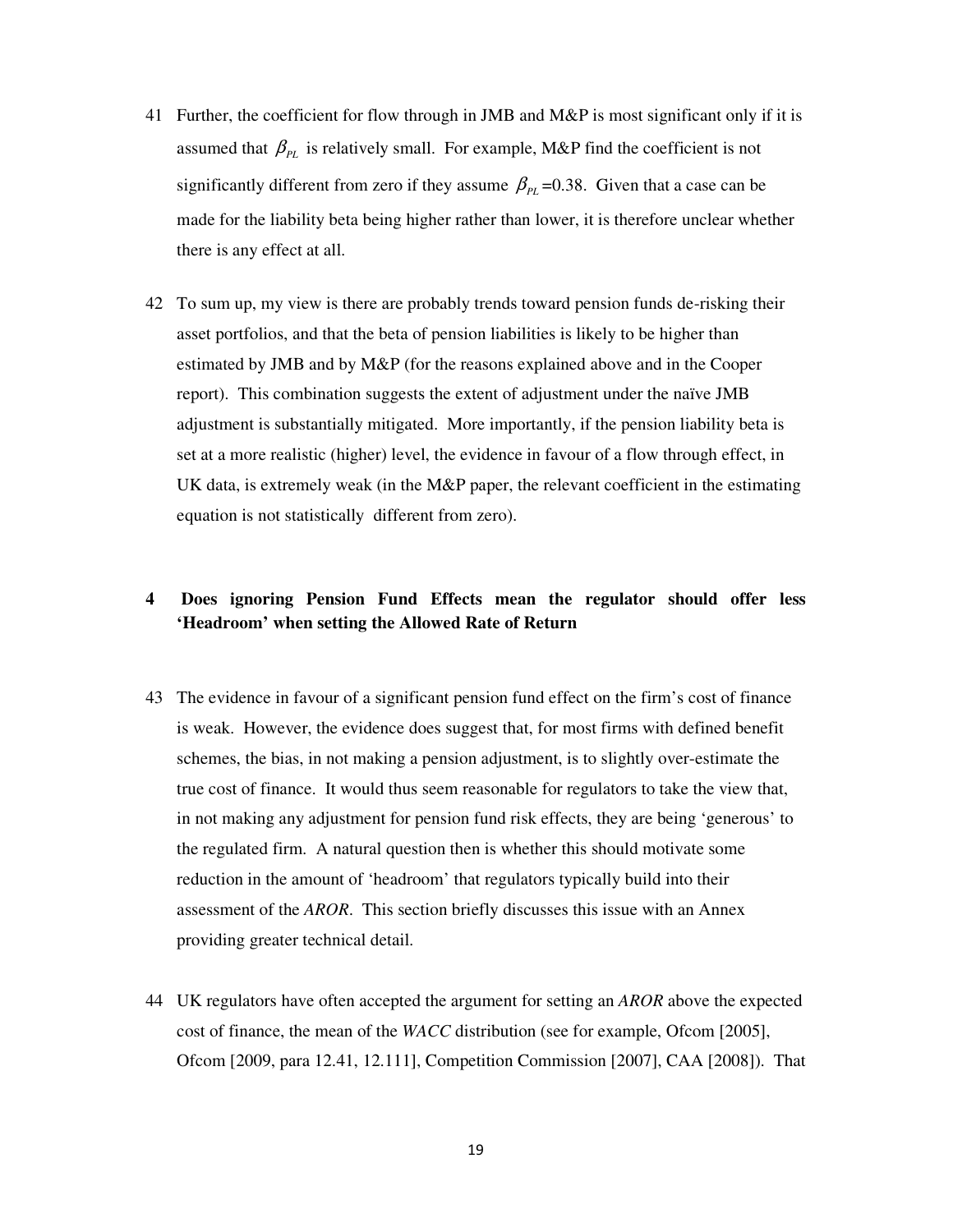41 Further, the coefficient for flow through in JMB and M&P is most significant only if it is assumed that $\beta_{PL}$ is relatively small. For example, M&P find the coefficient is not significantly different from zero if they assume $\beta_{PL}=0.38$. Given that a case can be made for the liability beta being higher rather than lower, it is therefore unclear whether there is any effect at all.

42 To sum up, my view is there are probably trends toward pension funds de-risking their asset portfolios, and that the beta of pension liabilities is likely to be higher than estimated by JMB and by M&P (for the reasons explained above and in the Cooper report). This combination suggests the extent of adjustment under the naïve JMB adjustment is substantially mitigated. More importantly, if the pension liability beta is set at a more realistic (higher) level, the evidence in favour of a flow through effect, in UK data, is extremely weak (in the M&P paper, the relevant coefficient in the estimating equation is not statistically different from zero).

## 4 Does ignoring Pension Fund Effects mean the regulator should offer less 'Headroom' when setting the Allowed Rate of Return

43 The evidence in favour of a significant pension fund effect on the firm's cost of finance is weak. However, the evidence does suggest that, for most firms with defined benefit schemes, the bias, in not making a pension adjustment, is to slightly over-estimate the true cost of finance. It would thus seem reasonable for regulators to take the view that, in not making any adjustment for pension fund risk effects, they are being 'generous' to the regulated firm. A natural question then is whether this should motivate some reduction in the amount of 'headroom' that regulators typically build into their assessment of the *AROR*. This section briefly discusses this issue with an Annex providing greater technical detail.

44 UK regulators have often accepted the argument for setting an *AROR* above the expected cost of finance, the mean of the *WACC* distribution (see for example, Ofcom [2005], Ofcom [2009, para 12.41, 12.111], Competition Commission [2007], CAA [2008]). That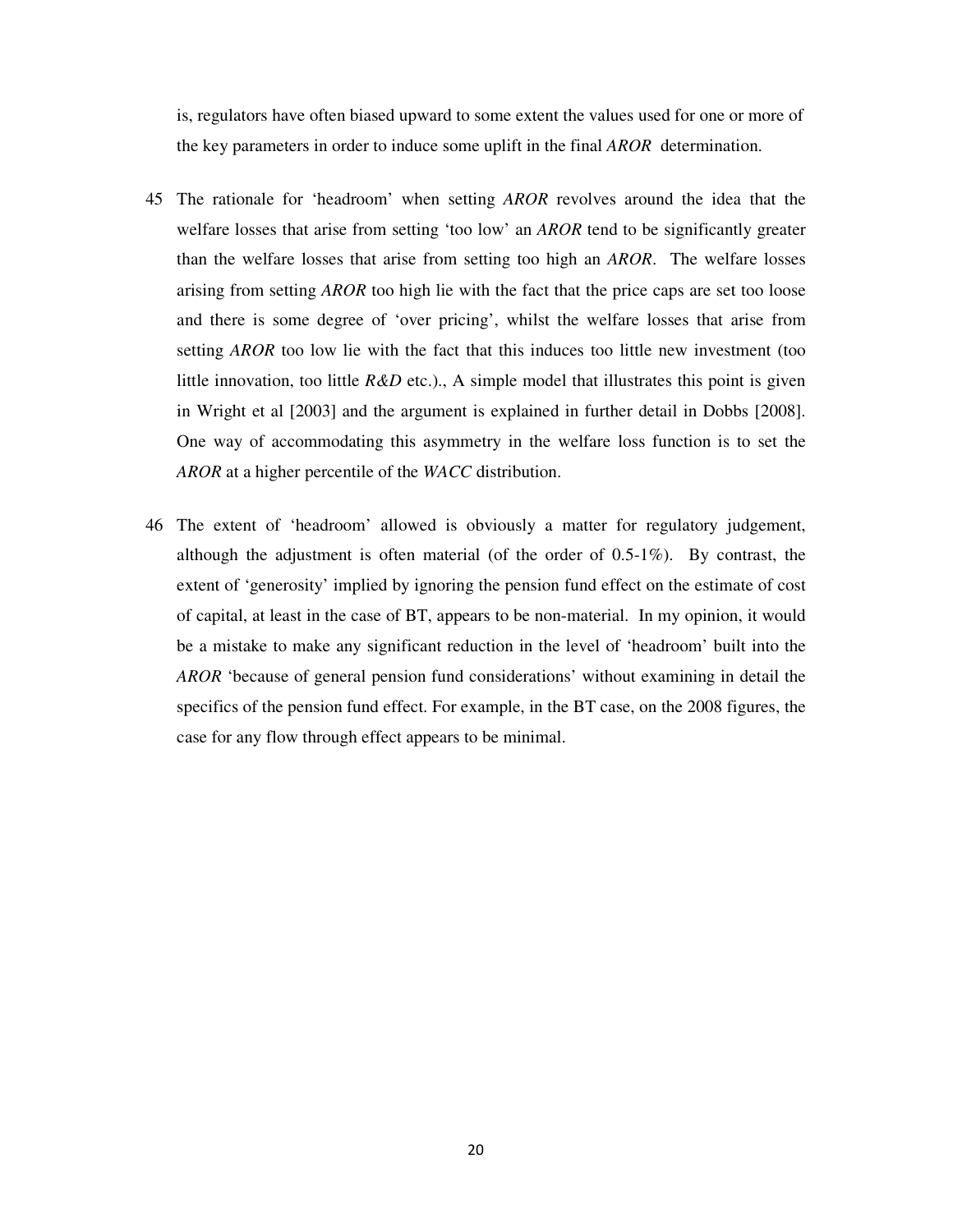is, regulators have often biased upward to some extent the values used for one or more of the key parameters in order to induce some uplift in the final *AROR* determination.

45 The rationale for 'headroom' when setting *AROR* revolves around the idea that the welfare losses that arise from setting 'too low' an *AROR* tend to be significantly greater than the welfare losses that arise from setting too high an *AROR*. The welfare losses arising from setting *AROR* too high lie with the fact that the price caps are set too loose and there is some degree of 'over pricing', whilst the welfare losses that arise from setting *AROR* too low lie with the fact that this induces too little new investment (too little innovation, too little *R&D* etc.)., A simple model that illustrates this point is given in Wright et al [2003] and the argument is explained in further detail in Dobbs [2008]. One way of accommodating this asymmetry in the welfare loss function is to set the *AROR* at a higher percentile of the *WACC* distribution.

46 The extent of 'headroom' allowed is obviously a matter for regulatory judgement, although the adjustment is often material (of the order of 0.5-1%). By contrast, the extent of 'generosity' implied by ignoring the pension fund effect on the estimate of cost of capital, at least in the case of BT, appears to be non-material. In my opinion, it would be a mistake to make any significant reduction in the level of 'headroom' built into the *AROR* 'because of general pension fund considerations' without examining in detail the specifics of the pension fund effect. For example, in the BT case, on the 2008 figures, the case for any flow through effect appears to be minimal.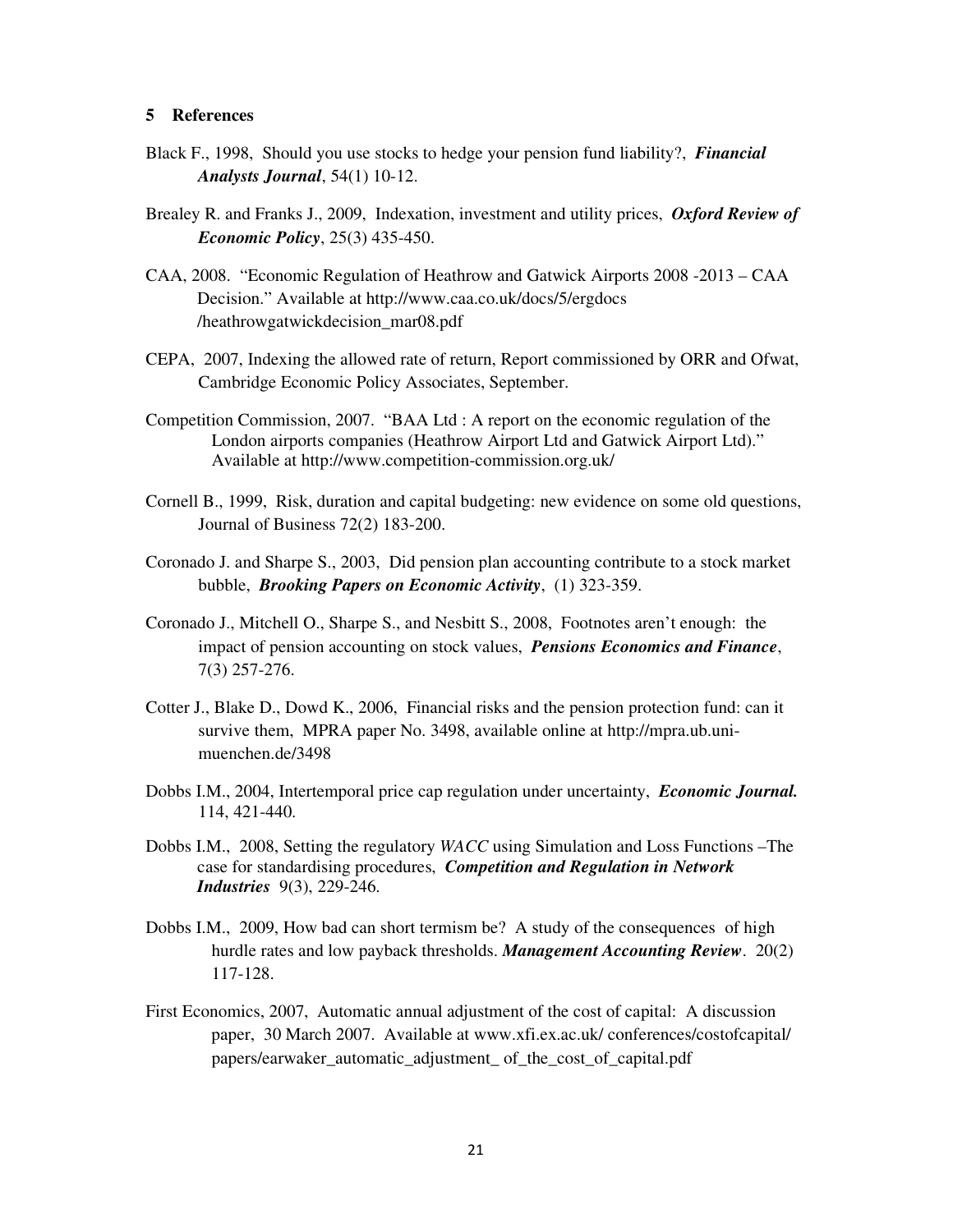## 5 References

Black F., 1998, Should you use stocks to hedge your pension fund liability?, ***Financial Analysts Journal***, 54(1) 10-12.

Brealey R. and Franks J., 2009, Indexation, investment and utility prices, ***Oxford Review of Economic Policy***, 25(3) 435-450.

CAA, 2008. "Economic Regulation of Heathrow and Gatwick Airports 2008 -2013 – CAA Decision." Available at http://www.caa.co.uk/docs/5/ergdocs /heathrowgatwickdecision_mar08.pdf

CEPA, 2007, Indexing the allowed rate of return, Report commissioned by ORR and Ofwat, Cambridge Economic Policy Associates, September.

Competition Commission, 2007. "BAA Ltd : A report on the economic regulation of the London airports companies (Heathrow Airport Ltd and Gatwick Airport Ltd)." Available at http://www.competition-commission.org.uk/

Cornell B., 1999, Risk, duration and capital budgeting: new evidence on some old questions, Journal of Business 72(2) 183-200.

Coronado J. and Sharpe S., 2003, Did pension plan accounting contribute to a stock market bubble, ***Brooking Papers on Economic Activity***, (1) 323-359.

Coronado J., Mitchell O., Sharpe S., and Nesbitt S., 2008, Footnotes aren't enough: the impact of pension accounting on stock values, ***Pensions Economics and Finance***, 7(3) 257-276.

Cotter J., Blake D., Dowd K., 2006, Financial risks and the pension protection fund: can it survive them, MPRA paper No. 3498, available online at http://mpra.ub.uni-muenchen.de/3498

Dobbs I.M., 2004, Intertemporal price cap regulation under uncertainty, ***Economic Journal.*** 114, 421-440.

Dobbs I.M., 2008, Setting the regulatory *WACC* using Simulation and Loss Functions –The case for standardising procedures, ***Competition and Regulation in Network Industries*** 9(3), 229-246.

Dobbs I.M., 2009, How bad can short termism be? A study of the consequences of high hurdle rates and low payback thresholds. ***Management Accounting Review***. 20(2) 117-128.

First Economics, 2007, Automatic annual adjustment of the cost of capital: A discussion paper, 30 March 2007. Available at www.xfi.ex.ac.uk/ conferences/costofcapital/ papers/earwaker_automatic_adjustment_ of_the_cost_of_capital.pdf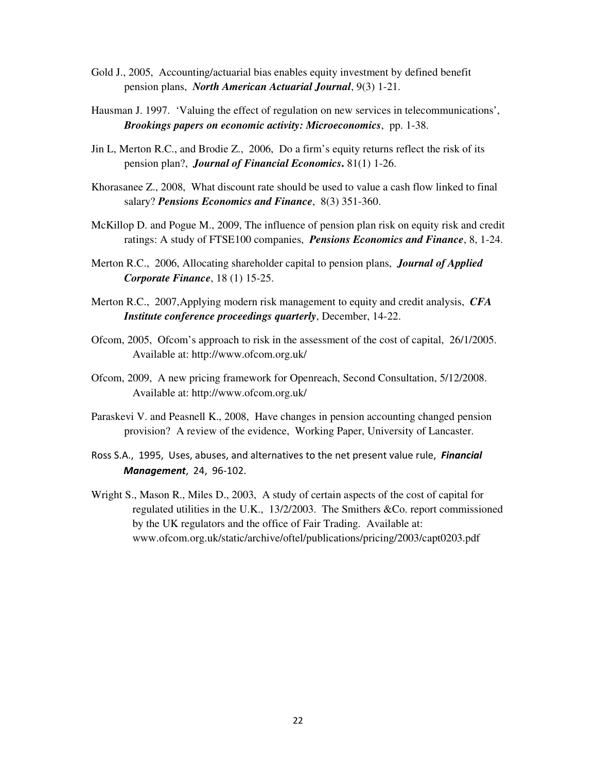Gold J., 2005, Accounting/actuarial bias enables equity investment by defined benefit pension plans, ***North American Actuarial Journal***, 9(3) 1-21.

Hausman J. 1997. 'Valuing the effect of regulation on new services in telecommunications', ***Brookings papers on economic activity: Microeconomics***, pp. 1-38.

Jin L, Merton R.C., and Brodie Z., 2006, Do a firm's equity returns reflect the risk of its pension plan?, ***Journal of Financial Economics***. 81(1) 1-26.

Khorasanee Z., 2008, What discount rate should be used to value a cash flow linked to final salary? ***Pensions Economics and Finance***, 8(3) 351-360.

McKillop D. and Pogue M., 2009, The influence of pension plan risk on equity risk and credit ratings: A study of FTSE100 companies, ***Pensions Economics and Finance***, 8, 1-24.

Merton R.C., 2006, Allocating shareholder capital to pension plans, ***Journal of Applied Corporate Finance***, 18 (1) 15-25.

Merton R.C., 2007,Applying modern risk management to equity and credit analysis, ***CFA Institute conference proceedings quarterly***, December, 14-22.

Ofcom, 2005, Ofcom's approach to risk in the assessment of the cost of capital, 26/1/2005. Available at: http://www.ofcom.org.uk/

Ofcom, 2009, A new pricing framework for Openreach, Second Consultation, 5/12/2008. Available at: http://www.ofcom.org.uk/

Paraskevi V. and Peasnell K., 2008, Have changes in pension accounting changed pension provision? A review of the evidence, Working Paper, University of Lancaster.

Ross S.A., 1995, Uses, abuses, and alternatives to the net present value rule, ***Financial Management***, 24, 96-102.

Wright S., Mason R., Miles D., 2003, A study of certain aspects of the cost of capital for regulated utilities in the U.K., 13/2/2003. The Smithers &Co. report commissioned by the UK regulators and the office of Fair Trading. Available at: www.ofcom.org.uk/static/archive/oftel/publications/pricing/2003/capt0203.pdf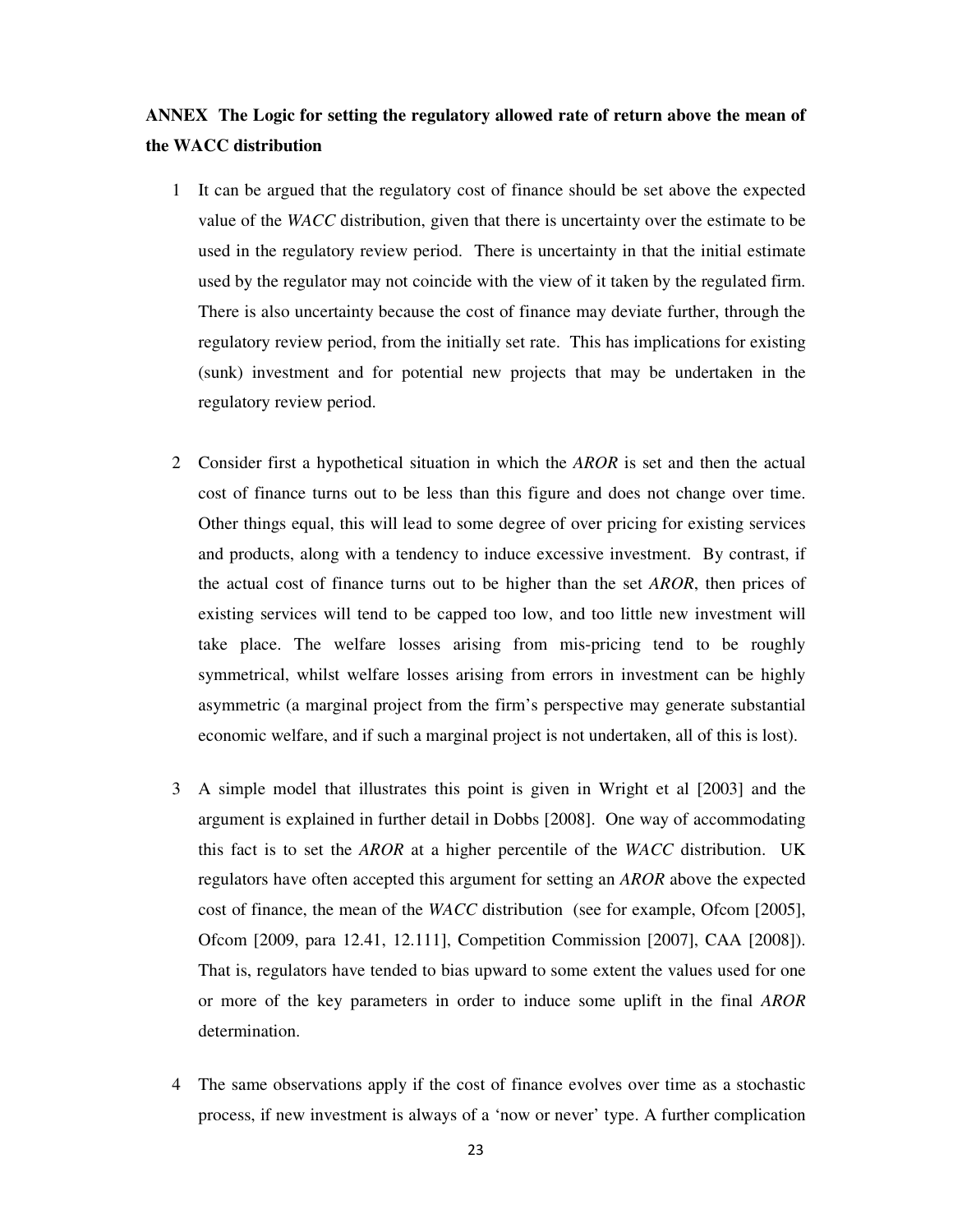**ANNEX The Logic for setting the regulatory allowed rate of return above the mean of the WACC distribution**

1 It can be argued that the regulatory cost of finance should be set above the expected value of the *WACC* distribution, given that there is uncertainty over the estimate to be used in the regulatory review period. There is uncertainty in that the initial estimate used by the regulator may not coincide with the view of it taken by the regulated firm. There is also uncertainty because the cost of finance may deviate further, through the regulatory review period, from the initially set rate. This has implications for existing (sunk) investment and for potential new projects that may be undertaken in the regulatory review period.

2 Consider first a hypothetical situation in which the *AROR* is set and then the actual cost of finance turns out to be less than this figure and does not change over time. Other things equal, this will lead to some degree of over pricing for existing services and products, along with a tendency to induce excessive investment. By contrast, if the actual cost of finance turns out to be higher than the set *AROR*, then prices of existing services will tend to be capped too low, and too little new investment will take place. The welfare losses arising from mis-pricing tend to be roughly symmetrical, whilst welfare losses arising from errors in investment can be highly asymmetric (a marginal project from the firm's perspective may generate substantial economic welfare, and if such a marginal project is not undertaken, all of this is lost).

3 A simple model that illustrates this point is given in Wright et al [2003] and the argument is explained in further detail in Dobbs [2008]. One way of accommodating this fact is to set the *AROR* at a higher percentile of the *WACC* distribution. UK regulators have often accepted this argument for setting an *AROR* above the expected cost of finance, the mean of the *WACC* distribution (see for example, Ofcom [2005], Ofcom [2009, para 12.41, 12.111], Competition Commission [2007], CAA [2008]). That is, regulators have tended to bias upward to some extent the values used for one or more of the key parameters in order to induce some uplift in the final *AROR* determination.

4 The same observations apply if the cost of finance evolves over time as a stochastic process, if new investment is always of a 'now or never' type. A further complication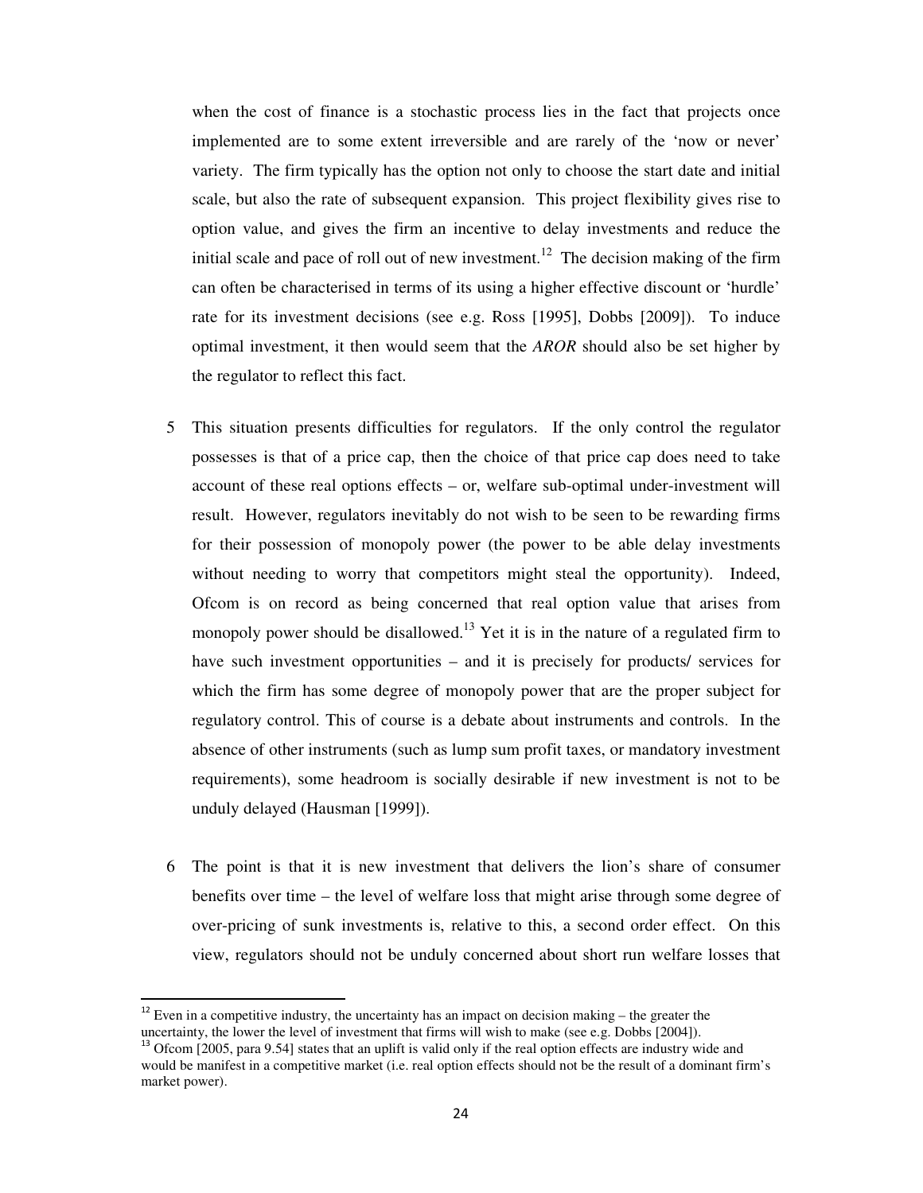when the cost of finance is a stochastic process lies in the fact that projects once implemented are to some extent irreversible and are rarely of the 'now or never' variety. The firm typically has the option not only to choose the start date and initial scale, but also the rate of subsequent expansion. This project flexibility gives rise to option value, and gives the firm an incentive to delay investments and reduce the initial scale and pace of roll out of new investment.[12] The decision making of the firm can often be characterised in terms of its using a higher effective discount or 'hurdle' rate for its investment decisions (see e.g. Ross [1995], Dobbs [2009]). To induce optimal investment, it then would seem that the *AROR* should also be set higher by the regulator to reflect this fact.

5 This situation presents difficulties for regulators. If the only control the regulator possesses is that of a price cap, then the choice of that price cap does need to take account of these real options effects – or, welfare sub-optimal under-investment will result. However, regulators inevitably do not wish to be seen to be rewarding firms for their possession of monopoly power (the power to be able delay investments without needing to worry that competitors might steal the opportunity). Indeed, Ofcom is on record as being concerned that real option value that arises from monopoly power should be disallowed.[13] Yet it is in the nature of a regulated firm to have such investment opportunities – and it is precisely for products/ services for which the firm has some degree of monopoly power that are the proper subject for regulatory control. This of course is a debate about instruments and controls. In the absence of other instruments (such as lump sum profit taxes, or mandatory investment requirements), some headroom is socially desirable if new investment is not to be unduly delayed (Hausman [1999]).

6 The point is that it is new investment that delivers the lion's share of consumer benefits over time – the level of welfare loss that might arise through some degree of over-pricing of sunk investments is, relative to this, a second order effect. On this view, regulators should not be unduly concerned about short run welfare losses that

---

[12] Even in a competitive industry, the uncertainty has an impact on decision making – the greater the uncertainty, the lower the level of investment that firms will wish to make (see e.g. Dobbs [2004]).

[13] Ofcom [2005, para 9.54] states that an uplift is valid only if the real option effects are industry wide and would be manifest in a competitive market (i.e. real option effects should not be the result of a dominant firm's market power).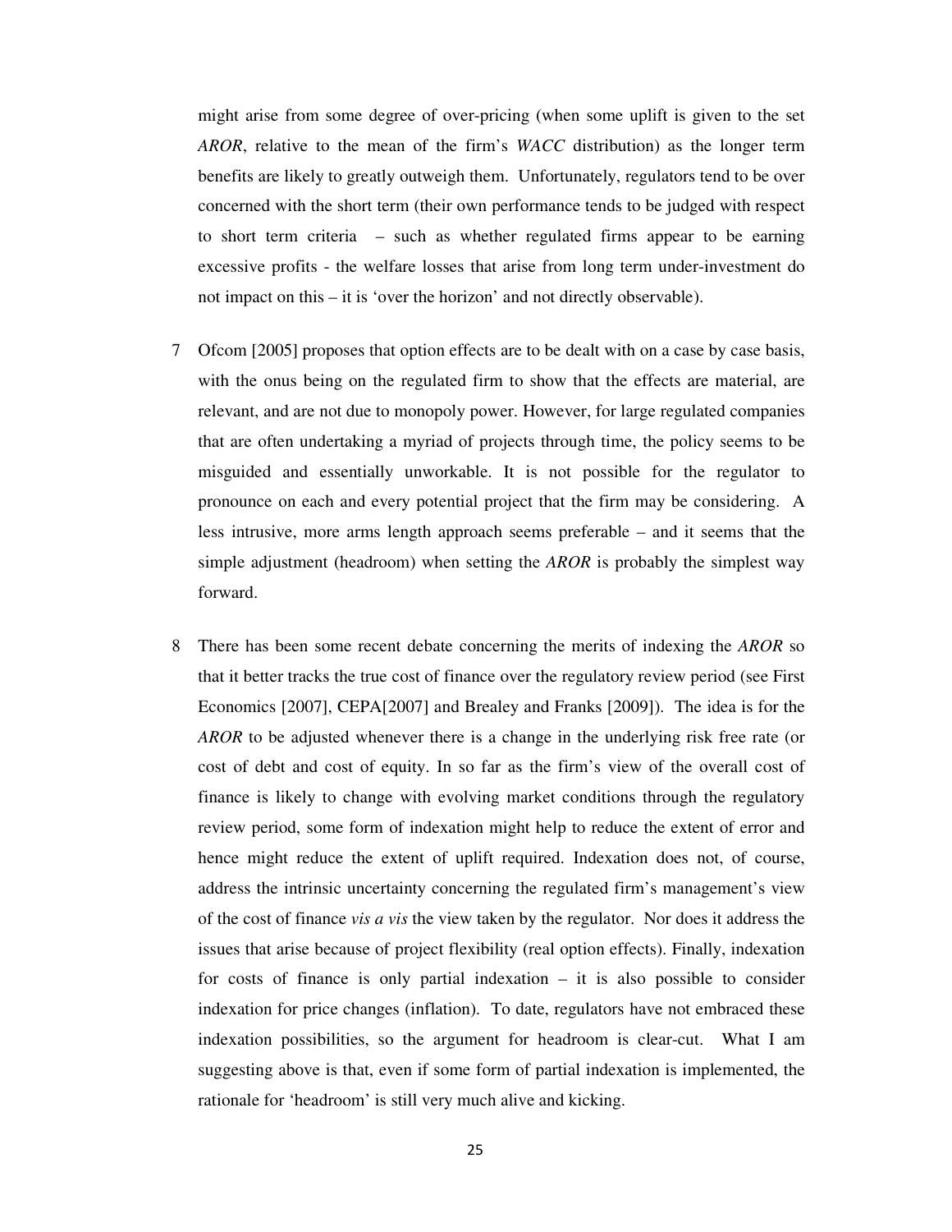might arise from some degree of over-pricing (when some uplift is given to the set *AROR*, relative to the mean of the firm's *WACC* distribution) as the longer term benefits are likely to greatly outweigh them. Unfortunately, regulators tend to be over concerned with the short term (their own performance tends to be judged with respect to short term criteria – such as whether regulated firms appear to be earning excessive profits - the welfare losses that arise from long term under-investment do not impact on this – it is 'over the horizon' and not directly observable).

7 Ofcom [2005] proposes that option effects are to be dealt with on a case by case basis, with the onus being on the regulated firm to show that the effects are material, are relevant, and are not due to monopoly power. However, for large regulated companies that are often undertaking a myriad of projects through time, the policy seems to be misguided and essentially unworkable. It is not possible for the regulator to pronounce on each and every potential project that the firm may be considering. A less intrusive, more arms length approach seems preferable – and it seems that the simple adjustment (headroom) when setting the *AROR* is probably the simplest way forward.

8 There has been some recent debate concerning the merits of indexing the *AROR* so that it better tracks the true cost of finance over the regulatory review period (see First Economics [2007], CEPA[2007] and Brealey and Franks [2009]). The idea is for the *AROR* to be adjusted whenever there is a change in the underlying risk free rate (or cost of debt and cost of equity. In so far as the firm's view of the overall cost of finance is likely to change with evolving market conditions through the regulatory review period, some form of indexation might help to reduce the extent of error and hence might reduce the extent of uplift required. Indexation does not, of course, address the intrinsic uncertainty concerning the regulated firm's management's view of the cost of finance *vis a vis* the view taken by the regulator. Nor does it address the issues that arise because of project flexibility (real option effects). Finally, indexation for costs of finance is only partial indexation – it is also possible to consider indexation for price changes (inflation). To date, regulators have not embraced these indexation possibilities, so the argument for headroom is clear-cut. What I am suggesting above is that, even if some form of partial indexation is implemented, the rationale for 'headroom' is still very much alive and kicking.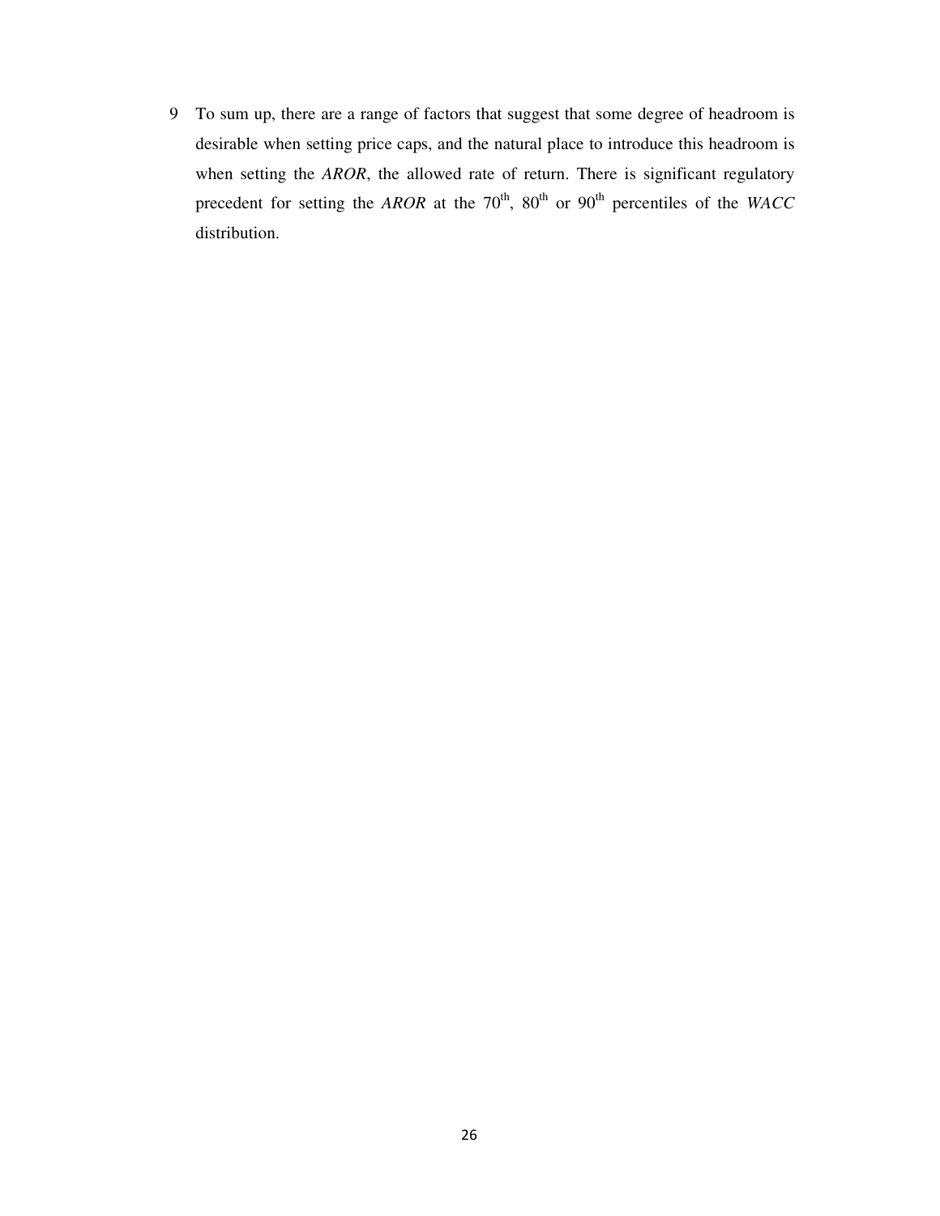9 To sum up, there are a range of factors that suggest that some degree of headroom is desirable when setting price caps, and the natural place to introduce this headroom is when setting the *AROR*, the allowed rate of return. There is significant regulatory precedent for setting the *AROR* at the $70^{th}$, $80^{th}$ or $90^{th}$ percentiles of the *WACC* distribution.